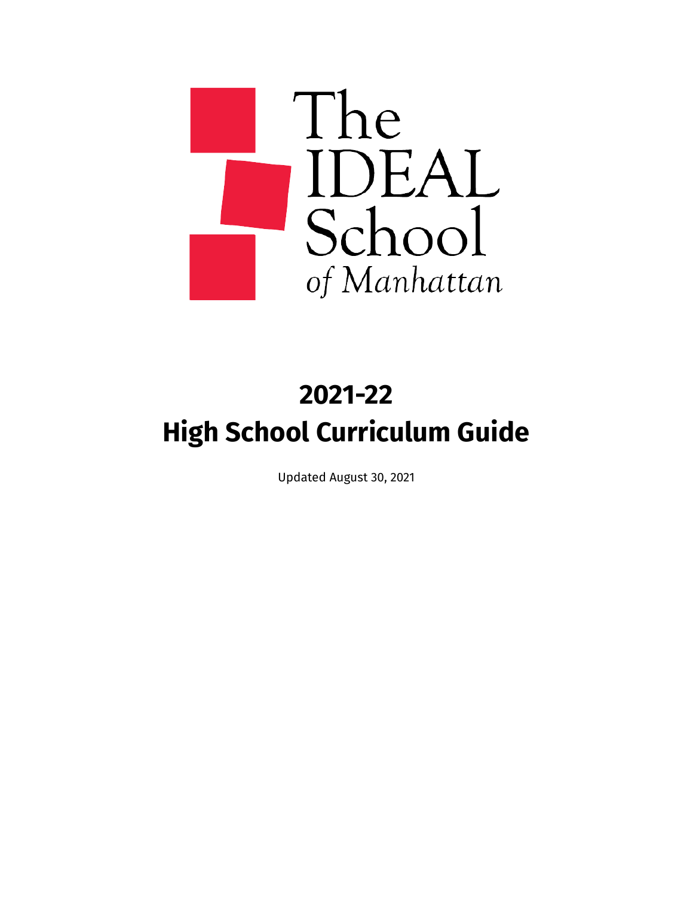The IDEAL School of Manhattan

# 2021-22
# High School Curriculum Guide

Updated August 30, 2021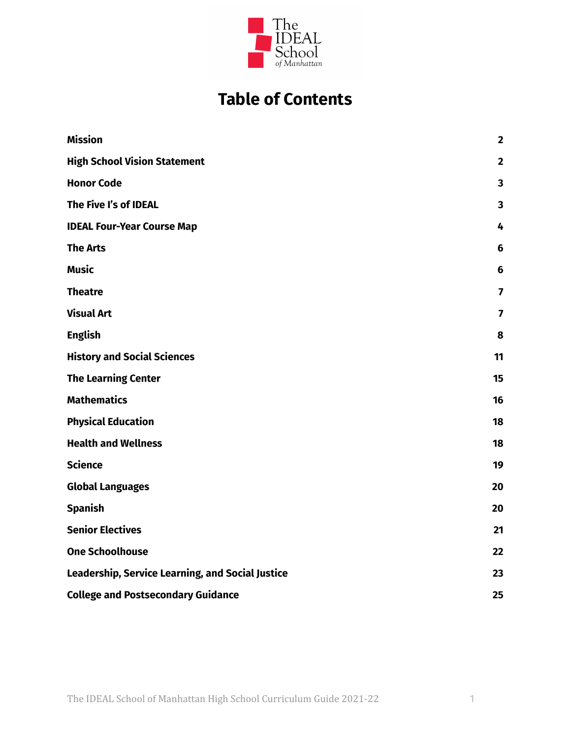# Table of Contents

| | |
|---|---|
| **Mission** | **2** |
| **High School Vision Statement** | **2** |
| **Honor Code** | **3** |
| **The Five I's of IDEAL** | **3** |
| **IDEAL Four-Year Course Map** | **4** |
| **The Arts** | **6** |
| **Music** | **6** |
| **Theatre** | **7** |
| **Visual Art** | **7** |
| **English** | **8** |
| **History and Social Sciences** | **11** |
| **The Learning Center** | **15** |
| **Mathematics** | **16** |
| **Physical Education** | **18** |
| **Health and Wellness** | **18** |
| **Science** | **19** |
| **Global Languages** | **20** |
| **Spanish** | **20** |
| **Senior Electives** | **21** |
| **One Schoolhouse** | **22** |
| **Leadership, Service Learning, and Social Justice** | **23** |
| **College and Postsecondary Guidance** | **25** |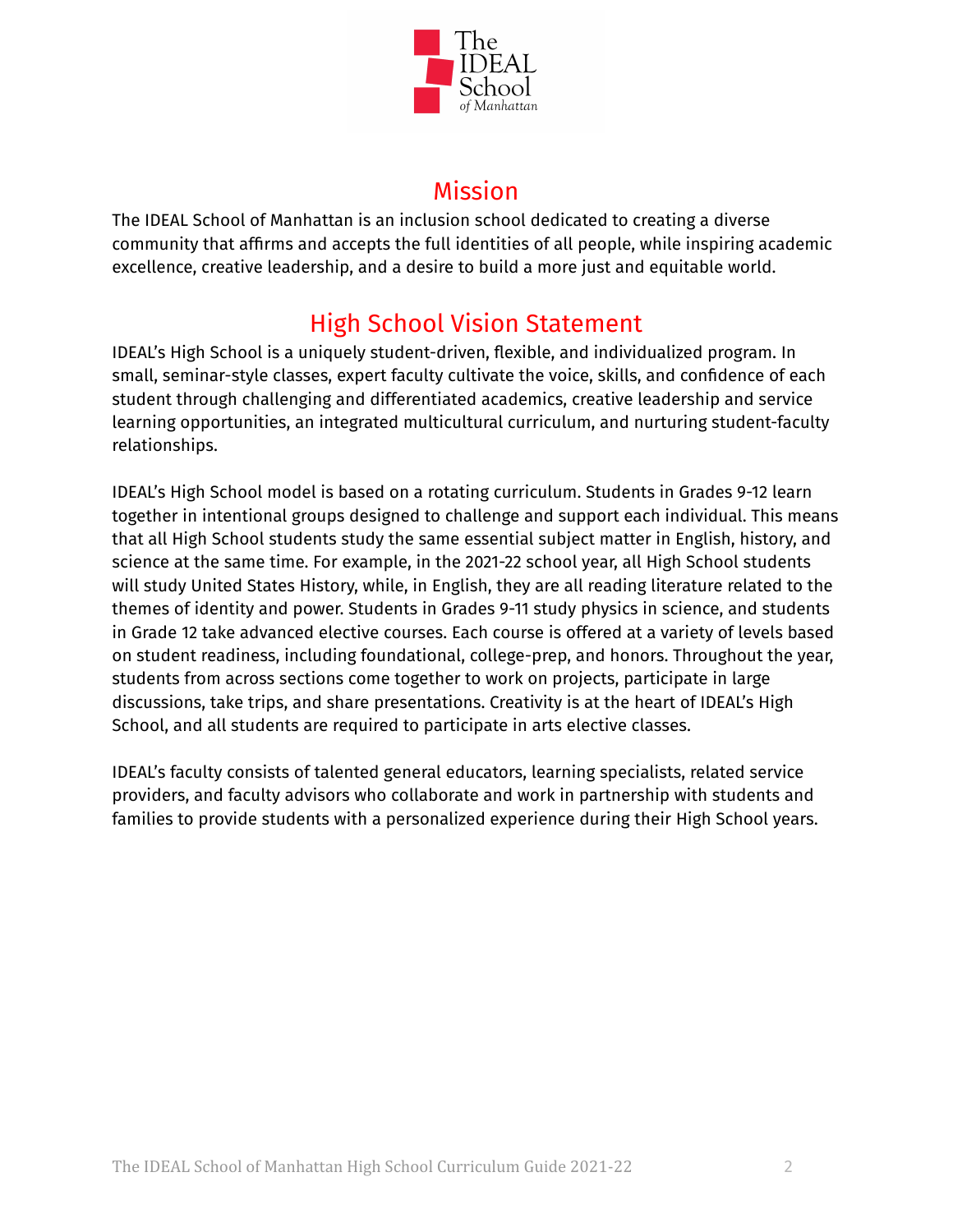## Mission

The IDEAL School of Manhattan is an inclusion school dedicated to creating a diverse community that affirms and accepts the full identities of all people, while inspiring academic excellence, creative leadership, and a desire to build a more just and equitable world.

## High School Vision Statement

IDEAL's High School is a uniquely student-driven, flexible, and individualized program. In small, seminar-style classes, expert faculty cultivate the voice, skills, and confidence of each student through challenging and differentiated academics, creative leadership and service learning opportunities, an integrated multicultural curriculum, and nurturing student-faculty relationships.

IDEAL's High School model is based on a rotating curriculum. Students in Grades 9-12 learn together in intentional groups designed to challenge and support each individual. This means that all High School students study the same essential subject matter in English, history, and science at the same time. For example, in the 2021-22 school year, all High School students will study United States History, while, in English, they are all reading literature related to the themes of identity and power. Students in Grades 9-11 study physics in science, and students in Grade 12 take advanced elective courses. Each course is offered at a variety of levels based on student readiness, including foundational, college-prep, and honors. Throughout the year, students from across sections come together to work on projects, participate in large discussions, take trips, and share presentations. Creativity is at the heart of IDEAL's High School, and all students are required to participate in arts elective classes.

IDEAL's faculty consists of talented general educators, learning specialists, related service providers, and faculty advisors who collaborate and work in partnership with students and families to provide students with a personalized experience during their High School years.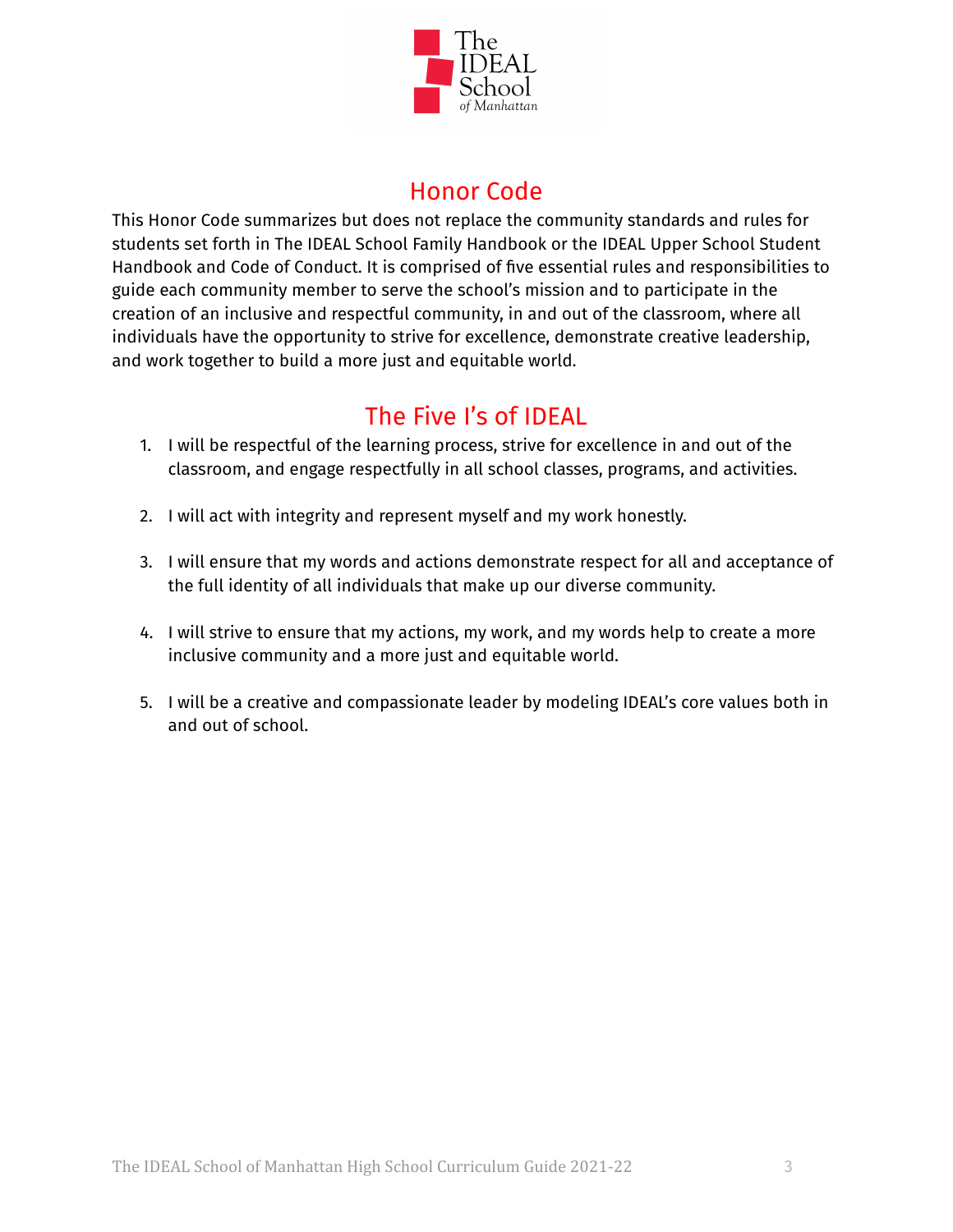## Honor Code

This Honor Code summarizes but does not replace the community standards and rules for students set forth in The IDEAL School Family Handbook or the IDEAL Upper School Student Handbook and Code of Conduct. It is comprised of five essential rules and responsibilities to guide each community member to serve the school's mission and to participate in the creation of an inclusive and respectful community, in and out of the classroom, where all individuals have the opportunity to strive for excellence, demonstrate creative leadership, and work together to build a more just and equitable world.

## The Five I's of IDEAL

1. I will be respectful of the learning process, strive for excellence in and out of the classroom, and engage respectfully in all school classes, programs, and activities.
2. I will act with integrity and represent myself and my work honestly.
3. I will ensure that my words and actions demonstrate respect for all and acceptance of the full identity of all individuals that make up our diverse community.
4. I will strive to ensure that my actions, my work, and my words help to create a more inclusive community and a more just and equitable world.
5. I will be a creative and compassionate leader by modeling IDEAL's core values both in and out of school.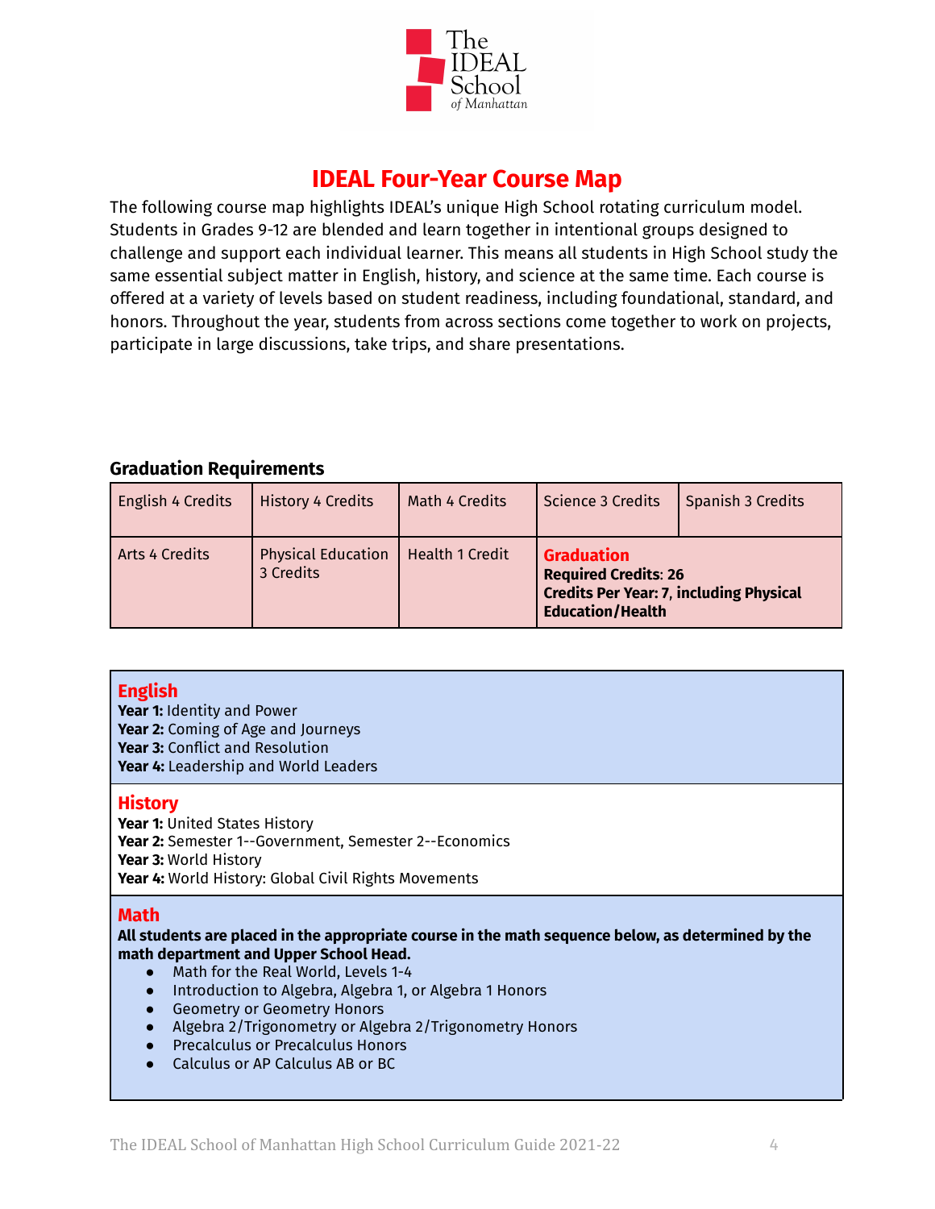# IDEAL Four-Year Course Map

The following course map highlights IDEAL's unique High School rotating curriculum model. Students in Grades 9-12 are blended and learn together in intentional groups designed to challenge and support each individual learner. This means all students in High School study the same essential subject matter in English, history, and science at the same time. Each course is offered at a variety of levels based on student readiness, including foundational, standard, and honors. Throughout the year, students from across sections come together to work on projects, participate in large discussions, take trips, and share presentations.

### Graduation Requirements

| | | | | |
|---|---|---|---|---|
| English 4 Credits | History 4 Credits | Math 4 Credits | Science 3 Credits | Spanish 3 Credits |
| Arts 4 Credits | Physical Education 3 Credits | Health 1 Credit | **Graduation** **Required Credits: 26** **Credits Per Year: 7, including Physical Education/Health** | |

## English

**Year 1:** Identity and Power
**Year 2:** Coming of Age and Journeys
**Year 3:** Conflict and Resolution
**Year 4:** Leadership and World Leaders

## History

**Year 1:** United States History
**Year 2:** Semester 1--Government, Semester 2--Economics
**Year 3:** World History
**Year 4:** World History: Global Civil Rights Movements

## Math

**All students are placed in the appropriate course in the math sequence below, as determined by the math department and Upper School Head.**

- Math for the Real World, Levels 1-4
- Introduction to Algebra, Algebra 1, or Algebra 1 Honors
- Geometry or Geometry Honors
- Algebra 2/Trigonometry or Algebra 2/Trigonometry Honors
- Precalculus or Precalculus Honors
- Calculus or AP Calculus AB or BC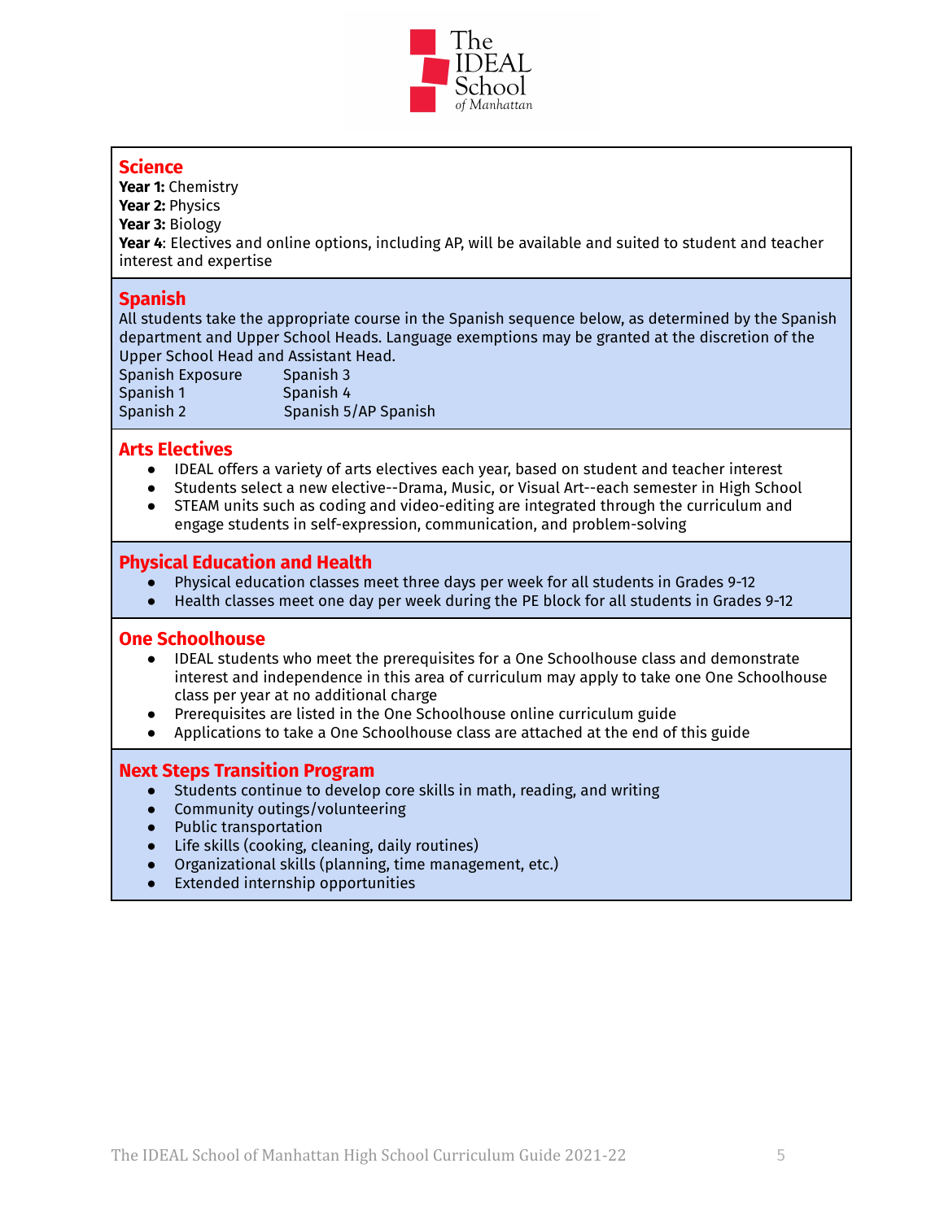## Science

**Year 1:** Chemistry
**Year 2:** Physics
**Year 3:** Biology
**Year 4**: Electives and online options, including AP, will be available and suited to student and teacher interest and expertise

## Spanish

All students take the appropriate course in the Spanish sequence below, as determined by the Spanish department and Upper School Heads. Language exemptions may be granted at the discretion of the Upper School Head and Assistant Head.

| | |
|---|---|
| Spanish Exposure | Spanish 3 |
| Spanish 1 | Spanish 4 |
| Spanish 2 | Spanish 5/AP Spanish |

## Arts Electives

- IDEAL offers a variety of arts electives each year, based on student and teacher interest
- Students select a new elective--Drama, Music, or Visual Art--each semester in High School
- STEAM units such as coding and video-editing are integrated through the curriculum and engage students in self-expression, communication, and problem-solving

## Physical Education and Health

- Physical education classes meet three days per week for all students in Grades 9-12
- Health classes meet one day per week during the PE block for all students in Grades 9-12

## One Schoolhouse

- IDEAL students who meet the prerequisites for a One Schoolhouse class and demonstrate interest and independence in this area of curriculum may apply to take one One Schoolhouse class per year at no additional charge
- Prerequisites are listed in the One Schoolhouse online curriculum guide
- Applications to take a One Schoolhouse class are attached at the end of this guide

## Next Steps Transition Program

- Students continue to develop core skills in math, reading, and writing
- Community outings/volunteering
- Public transportation
- Life skills (cooking, cleaning, daily routines)
- Organizational skills (planning, time management, etc.)
- Extended internship opportunities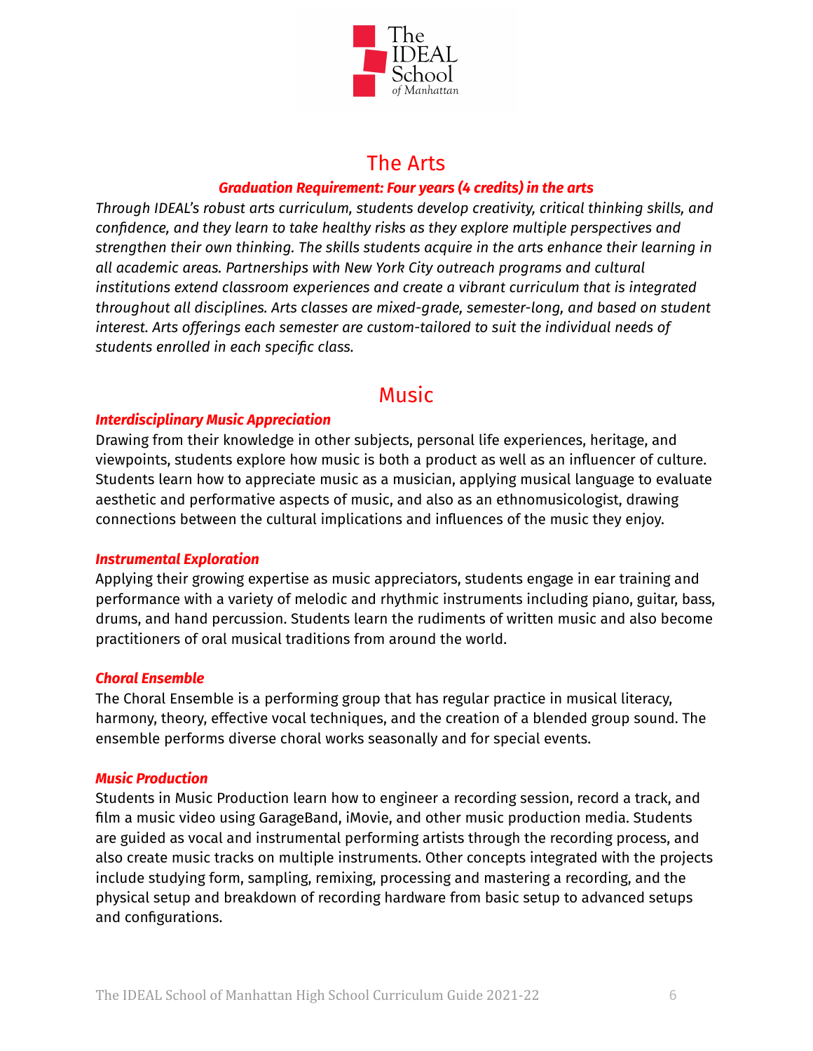# The Arts

***Graduation Requirement: Four years (4 credits) in the arts***

*Through IDEAL's robust arts curriculum, students develop creativity, critical thinking skills, and confidence, and they learn to take healthy risks as they explore multiple perspectives and strengthen their own thinking. The skills students acquire in the arts enhance their learning in all academic areas. Partnerships with New York City outreach programs and cultural institutions extend classroom experiences and create a vibrant curriculum that is integrated throughout all disciplines. Arts classes are mixed-grade, semester-long, and based on student interest. Arts offerings each semester are custom-tailored to suit the individual needs of students enrolled in each specific class.*

## Music

***Interdisciplinary Music Appreciation***

Drawing from their knowledge in other subjects, personal life experiences, heritage, and viewpoints, students explore how music is both a product as well as an influencer of culture. Students learn how to appreciate music as a musician, applying musical language to evaluate aesthetic and performative aspects of music, and also as an ethnomusicologist, drawing connections between the cultural implications and influences of the music they enjoy.

***Instrumental Exploration***

Applying their growing expertise as music appreciators, students engage in ear training and performance with a variety of melodic and rhythmic instruments including piano, guitar, bass, drums, and hand percussion. Students learn the rudiments of written music and also become practitioners of oral musical traditions from around the world.

***Choral Ensemble***

The Choral Ensemble is a performing group that has regular practice in musical literacy, harmony, theory, effective vocal techniques, and the creation of a blended group sound. The ensemble performs diverse choral works seasonally and for special events.

***Music Production***

Students in Music Production learn how to engineer a recording session, record a track, and film a music video using GarageBand, iMovie, and other music production media. Students are guided as vocal and instrumental performing artists through the recording process, and also create music tracks on multiple instruments. Other concepts integrated with the projects include studying form, sampling, remixing, processing and mastering a recording, and the physical setup and breakdown of recording hardware from basic setup to advanced setups and configurations.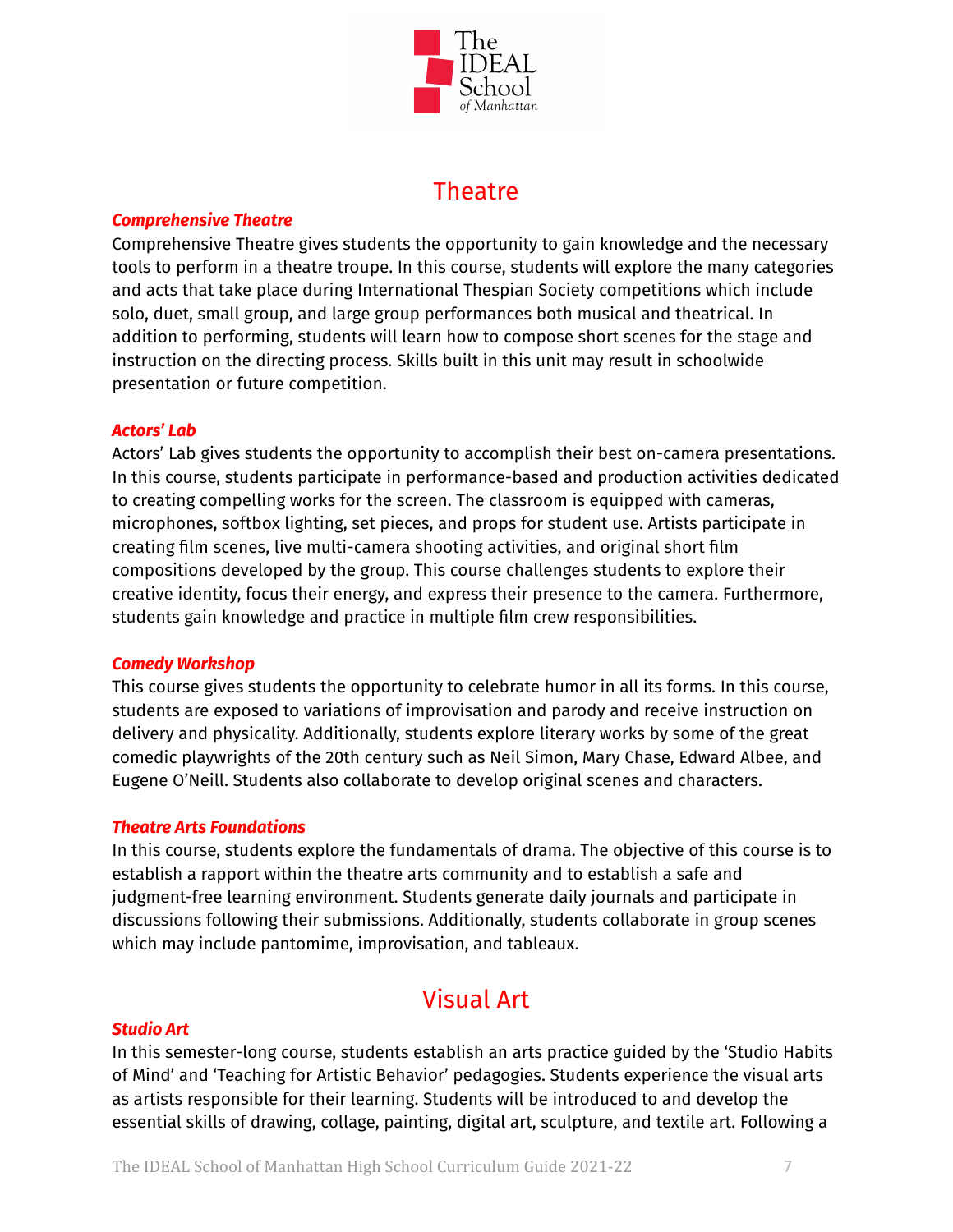# Theatre

***Comprehensive Theatre***

Comprehensive Theatre gives students the opportunity to gain knowledge and the necessary tools to perform in a theatre troupe. In this course, students will explore the many categories and acts that take place during International Thespian Society competitions which include solo, duet, small group, and large group performances both musical and theatrical. In addition to performing, students will learn how to compose short scenes for the stage and instruction on the directing process. Skills built in this unit may result in schoolwide presentation or future competition.

***Actors' Lab***

Actors' Lab gives students the opportunity to accomplish their best on-camera presentations. In this course, students participate in performance-based and production activities dedicated to creating compelling works for the screen. The classroom is equipped with cameras, microphones, softbox lighting, set pieces, and props for student use. Artists participate in creating film scenes, live multi-camera shooting activities, and original short film compositions developed by the group. This course challenges students to explore their creative identity, focus their energy, and express their presence to the camera. Furthermore, students gain knowledge and practice in multiple film crew responsibilities.

***Comedy Workshop***

This course gives students the opportunity to celebrate humor in all its forms. In this course, students are exposed to variations of improvisation and parody and receive instruction on delivery and physicality. Additionally, students explore literary works by some of the great comedic playwrights of the 20th century such as Neil Simon, Mary Chase, Edward Albee, and Eugene O'Neill. Students also collaborate to develop original scenes and characters.

***Theatre Arts Foundations***

In this course, students explore the fundamentals of drama. The objective of this course is to establish a rapport within the theatre arts community and to establish a safe and judgment-free learning environment. Students generate daily journals and participate in discussions following their submissions. Additionally, students collaborate in group scenes which may include pantomime, improvisation, and tableaux.

# Visual Art

***Studio Art***

In this semester-long course, students establish an arts practice guided by the 'Studio Habits of Mind' and 'Teaching for Artistic Behavior' pedagogies. Students experience the visual arts as artists responsible for their learning. Students will be introduced to and develop the essential skills of drawing, collage, painting, digital art, sculpture, and textile art. Following a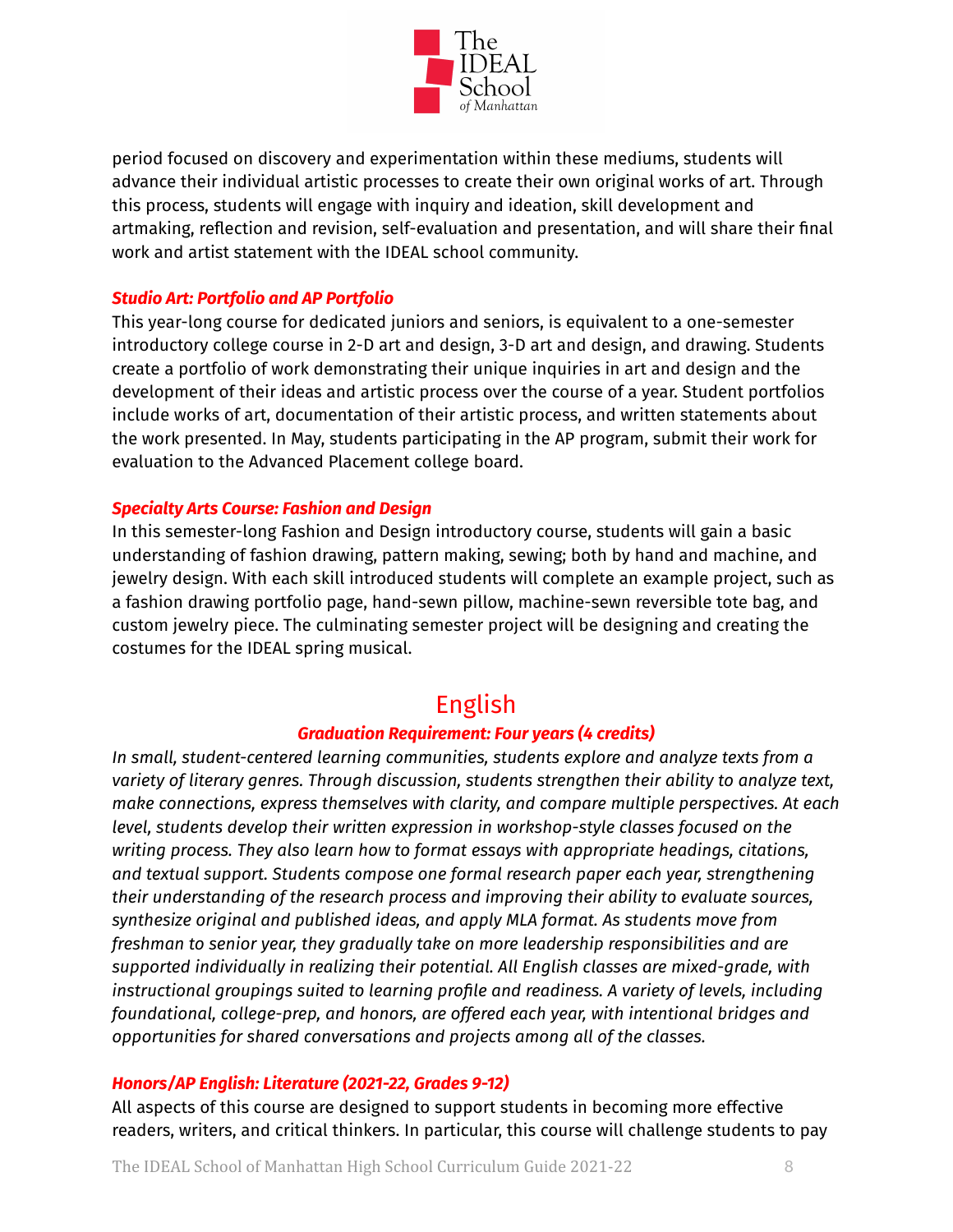period focused on discovery and experimentation within these mediums, students will advance their individual artistic processes to create their own original works of art. Through this process, students will engage with inquiry and ideation, skill development and artmaking, reflection and revision, self-evaluation and presentation, and will share their final work and artist statement with the IDEAL school community.

### *Studio Art: Portfolio and AP Portfolio*

This year-long course for dedicated juniors and seniors, is equivalent to a one-semester introductory college course in 2-D art and design, 3-D art and design, and drawing. Students create a portfolio of work demonstrating their unique inquiries in art and design and the development of their ideas and artistic process over the course of a year. Student portfolios include works of art, documentation of their artistic process, and written statements about the work presented. In May, students participating in the AP program, submit their work for evaluation to the Advanced Placement college board.

### *Specialty Arts Course: Fashion and Design*

In this semester-long Fashion and Design introductory course, students will gain a basic understanding of fashion drawing, pattern making, sewing; both by hand and machine, and jewelry design. With each skill introduced students will complete an example project, such as a fashion drawing portfolio page, hand-sewn pillow, machine-sewn reversible tote bag, and custom jewelry piece. The culminating semester project will be designing and creating the costumes for the IDEAL spring musical.

## English

### *Graduation Requirement: Four years (4 credits)*

*In small, student-centered learning communities, students explore and analyze texts from a variety of literary genres. Through discussion, students strengthen their ability to analyze text, make connections, express themselves with clarity, and compare multiple perspectives. At each level, students develop their written expression in workshop-style classes focused on the writing process. They also learn how to format essays with appropriate headings, citations, and textual support. Students compose one formal research paper each year, strengthening their understanding of the research process and improving their ability to evaluate sources, synthesize original and published ideas, and apply MLA format. As students move from freshman to senior year, they gradually take on more leadership responsibilities and are supported individually in realizing their potential. All English classes are mixed-grade, with instructional groupings suited to learning profile and readiness. A variety of levels, including foundational, college-prep, and honors, are offered each year, with intentional bridges and opportunities for shared conversations and projects among all of the classes.*

### *Honors/AP English: Literature (2021-22, Grades 9-12)*

All aspects of this course are designed to support students in becoming more effective readers, writers, and critical thinkers. In particular, this course will challenge students to pay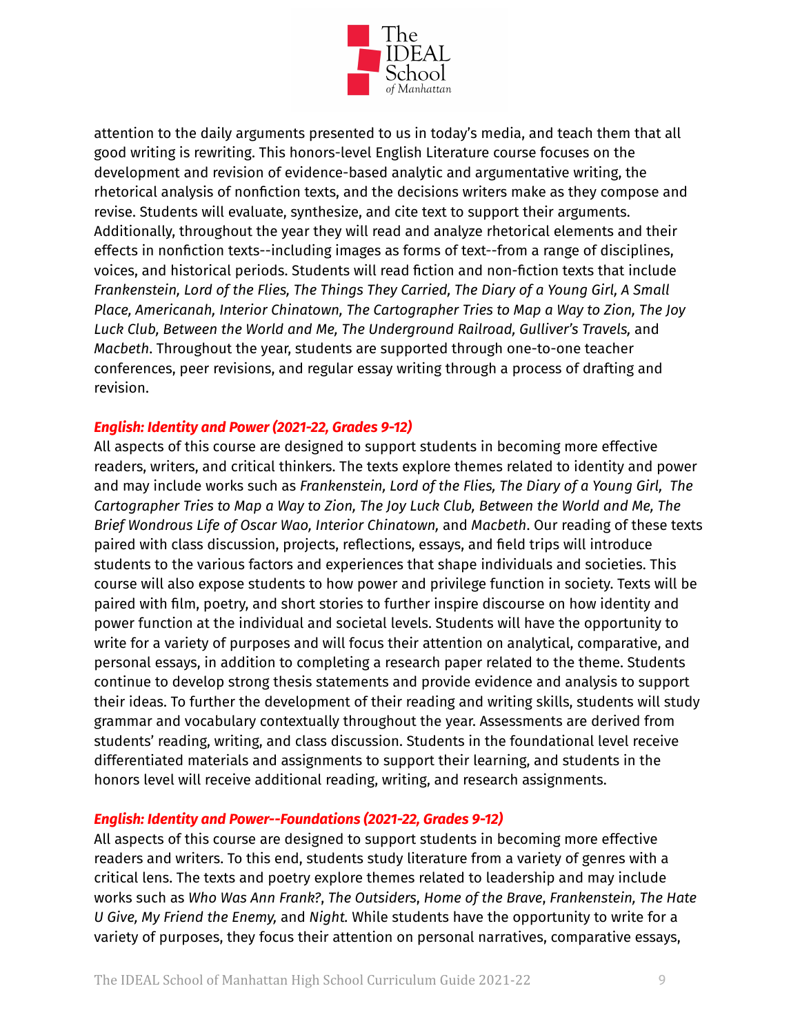attention to the daily arguments presented to us in today's media, and teach them that all good writing is rewriting. This honors-level English Literature course focuses on the development and revision of evidence-based analytic and argumentative writing, the rhetorical analysis of nonfiction texts, and the decisions writers make as they compose and revise. Students will evaluate, synthesize, and cite text to support their arguments. Additionally, throughout the year they will read and analyze rhetorical elements and their effects in nonfiction texts--including images as forms of text--from a range of disciplines, voices, and historical periods. Students will read fiction and non-fiction texts that include *Frankenstein, Lord of the Flies, The Things They Carried, The Diary of a Young Girl, A Small Place, Americanah, Interior Chinatown, The Cartographer Tries to Map a Way to Zion, The Joy Luck Club, Between the World and Me, The Underground Railroad, Gulliver's Travels,* and *Macbeth*. Throughout the year, students are supported through one-to-one teacher conferences, peer revisions, and regular essay writing through a process of drafting and revision.

### *English: Identity and Power (2021-22, Grades 9-12)*

All aspects of this course are designed to support students in becoming more effective readers, writers, and critical thinkers. The texts explore themes related to identity and power and may include works such as *Frankenstein, Lord of the Flies, The Diary of a Young Girl, The Cartographer Tries to Map a Way to Zion, The Joy Luck Club, Between the World and Me, The Brief Wondrous Life of Oscar Wao, Interior Chinatown,* and *Macbeth*. Our reading of these texts paired with class discussion, projects, reflections, essays, and field trips will introduce students to the various factors and experiences that shape individuals and societies. This course will also expose students to how power and privilege function in society. Texts will be paired with film, poetry, and short stories to further inspire discourse on how identity and power function at the individual and societal levels. Students will have the opportunity to write for a variety of purposes and will focus their attention on analytical, comparative, and personal essays, in addition to completing a research paper related to the theme. Students continue to develop strong thesis statements and provide evidence and analysis to support their ideas. To further the development of their reading and writing skills, students will study grammar and vocabulary contextually throughout the year. Assessments are derived from students' reading, writing, and class discussion. Students in the foundational level receive differentiated materials and assignments to support their learning, and students in the honors level will receive additional reading, writing, and research assignments.

### *English: Identity and Power--Foundations (2021-22, Grades 9-12)*

All aspects of this course are designed to support students in becoming more effective readers and writers. To this end, students study literature from a variety of genres with a critical lens. The texts and poetry explore themes related to leadership and may include works such as *Who Was Ann Frank?*, *The Outsiders*, *Home of the Brave*, *Frankenstein, The Hate U Give, My Friend the Enemy,* and *Night.* While students have the opportunity to write for a variety of purposes, they focus their attention on personal narratives, comparative essays,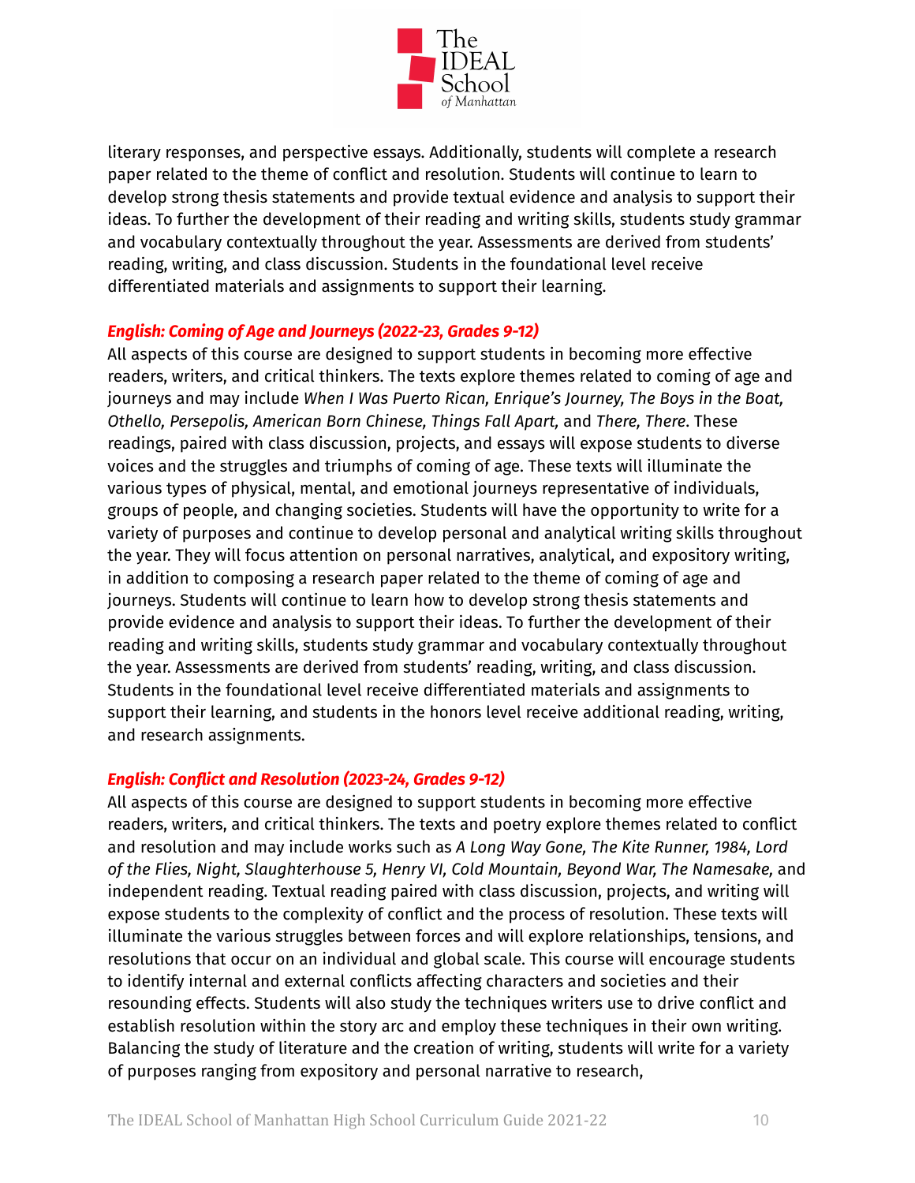literary responses, and perspective essays. Additionally, students will complete a research paper related to the theme of conflict and resolution. Students will continue to learn to develop strong thesis statements and provide textual evidence and analysis to support their ideas. To further the development of their reading and writing skills, students study grammar and vocabulary contextually throughout the year. Assessments are derived from students' reading, writing, and class discussion. Students in the foundational level receive differentiated materials and assignments to support their learning.

### *English: Coming of Age and Journeys (2022-23, Grades 9-12)*

All aspects of this course are designed to support students in becoming more effective readers, writers, and critical thinkers. The texts explore themes related to coming of age and journeys and may include *When I Was Puerto Rican, Enrique's Journey, The Boys in the Boat, Othello, Persepolis, American Born Chinese, Things Fall Apart,* and *There, There*. These readings, paired with class discussion, projects, and essays will expose students to diverse voices and the struggles and triumphs of coming of age. These texts will illuminate the various types of physical, mental, and emotional journeys representative of individuals, groups of people, and changing societies. Students will have the opportunity to write for a variety of purposes and continue to develop personal and analytical writing skills throughout the year. They will focus attention on personal narratives, analytical, and expository writing, in addition to composing a research paper related to the theme of coming of age and journeys. Students will continue to learn how to develop strong thesis statements and provide evidence and analysis to support their ideas. To further the development of their reading and writing skills, students study grammar and vocabulary contextually throughout the year. Assessments are derived from students' reading, writing, and class discussion. Students in the foundational level receive differentiated materials and assignments to support their learning, and students in the honors level receive additional reading, writing, and research assignments.

### *English: Conflict and Resolution (2023-24, Grades 9-12)*

All aspects of this course are designed to support students in becoming more effective readers, writers, and critical thinkers. The texts and poetry explore themes related to conflict and resolution and may include works such as *A Long Way Gone, The Kite Runner, 1984, Lord of the Flies, Night, Slaughterhouse 5, Henry VI, Cold Mountain, Beyond War, The Namesake,* and independent reading. Textual reading paired with class discussion, projects, and writing will expose students to the complexity of conflict and the process of resolution. These texts will illuminate the various struggles between forces and will explore relationships, tensions, and resolutions that occur on an individual and global scale. This course will encourage students to identify internal and external conflicts affecting characters and societies and their resounding effects. Students will also study the techniques writers use to drive conflict and establish resolution within the story arc and employ these techniques in their own writing. Balancing the study of literature and the creation of writing, students will write for a variety of purposes ranging from expository and personal narrative to research,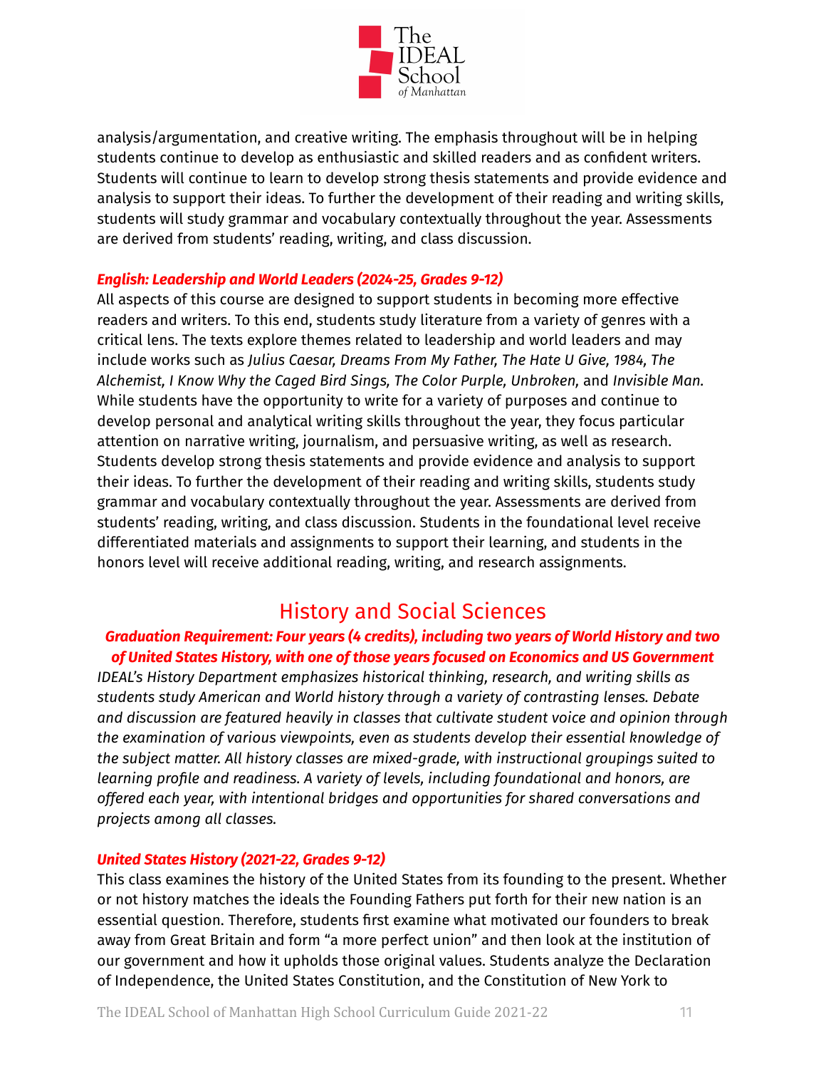analysis/argumentation, and creative writing. The emphasis throughout will be in helping students continue to develop as enthusiastic and skilled readers and as confident writers. Students will continue to learn to develop strong thesis statements and provide evidence and analysis to support their ideas. To further the development of their reading and writing skills, students will study grammar and vocabulary contextually throughout the year. Assessments are derived from students' reading, writing, and class discussion.

### *English: Leadership and World Leaders (2024-25, Grades 9-12)*

All aspects of this course are designed to support students in becoming more effective readers and writers. To this end, students study literature from a variety of genres with a critical lens. The texts explore themes related to leadership and world leaders and may include works such as *Julius Caesar, Dreams From My Father, The Hate U Give, 1984, The Alchemist, I Know Why the Caged Bird Sings, The Color Purple, Unbroken,* and *Invisible Man.* While students have the opportunity to write for a variety of purposes and continue to develop personal and analytical writing skills throughout the year, they focus particular attention on narrative writing, journalism, and persuasive writing, as well as research. Students develop strong thesis statements and provide evidence and analysis to support their ideas. To further the development of their reading and writing skills, students study grammar and vocabulary contextually throughout the year. Assessments are derived from students' reading, writing, and class discussion. Students in the foundational level receive differentiated materials and assignments to support their learning, and students in the honors level will receive additional reading, writing, and research assignments.

## History and Social Sciences

***Graduation Requirement: Four years (4 credits), including two years of World History and two of United States History, with one of those years focused on Economics and US Government***

*IDEAL's History Department emphasizes historical thinking, research, and writing skills as students study American and World history through a variety of contrasting lenses. Debate and discussion are featured heavily in classes that cultivate student voice and opinion through the examination of various viewpoints, even as students develop their essential knowledge of the subject matter. All history classes are mixed-grade, with instructional groupings suited to learning profile and readiness. A variety of levels, including foundational and honors, are offered each year, with intentional bridges and opportunities for shared conversations and projects among all classes.*

### *United States History (2021-22, Grades 9-12)*

This class examines the history of the United States from its founding to the present. Whether or not history matches the ideals the Founding Fathers put forth for their new nation is an essential question. Therefore, students first examine what motivated our founders to break away from Great Britain and form "a more perfect union" and then look at the institution of our government and how it upholds those original values. Students analyze the Declaration of Independence, the United States Constitution, and the Constitution of New York to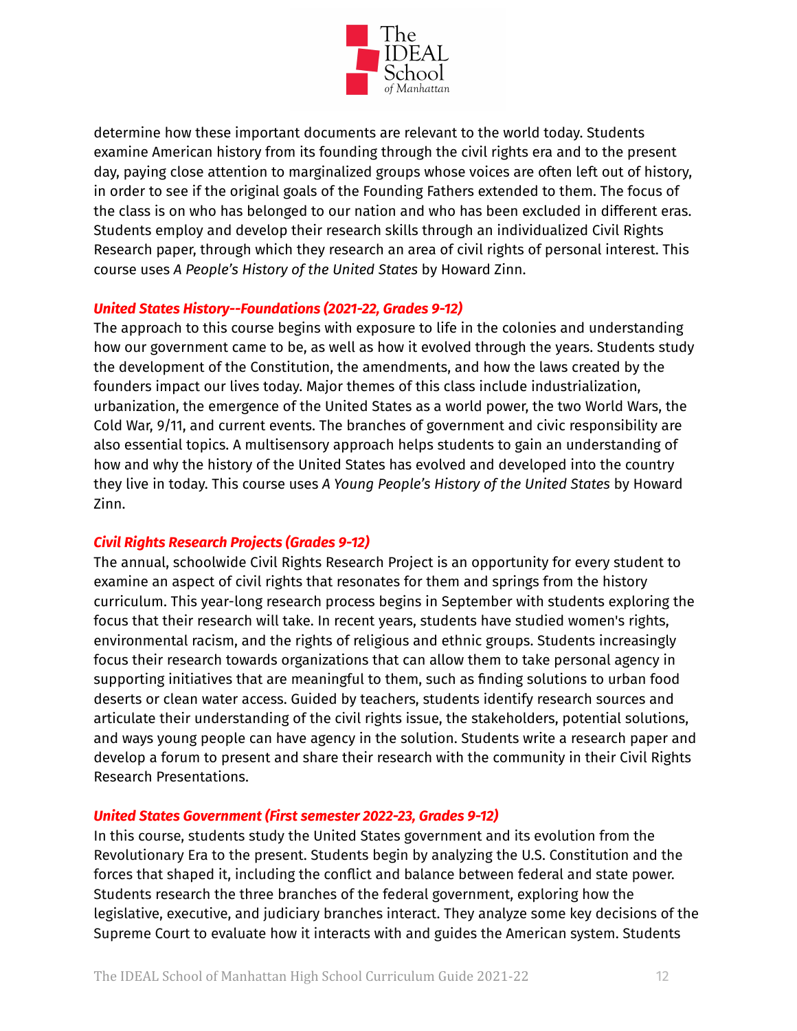determine how these important documents are relevant to the world today. Students examine American history from its founding through the civil rights era and to the present day, paying close attention to marginalized groups whose voices are often left out of history, in order to see if the original goals of the Founding Fathers extended to them. The focus of the class is on who has belonged to our nation and who has been excluded in different eras. Students employ and develop their research skills through an individualized Civil Rights Research paper, through which they research an area of civil rights of personal interest. This course uses *A People's History of the United States* by Howard Zinn.

### *United States History--Foundations (2021-22, Grades 9-12)*

The approach to this course begins with exposure to life in the colonies and understanding how our government came to be, as well as how it evolved through the years. Students study the development of the Constitution, the amendments, and how the laws created by the founders impact our lives today. Major themes of this class include industrialization, urbanization, the emergence of the United States as a world power, the two World Wars, the Cold War, 9/11, and current events. The branches of government and civic responsibility are also essential topics. A multisensory approach helps students to gain an understanding of how and why the history of the United States has evolved and developed into the country they live in today. This course uses *A Young People's History of the United States* by Howard Zinn.

### *Civil Rights Research Projects (Grades 9-12)*

The annual, schoolwide Civil Rights Research Project is an opportunity for every student to examine an aspect of civil rights that resonates for them and springs from the history curriculum. This year-long research process begins in September with students exploring the focus that their research will take. In recent years, students have studied women's rights, environmental racism, and the rights of religious and ethnic groups. Students increasingly focus their research towards organizations that can allow them to take personal agency in supporting initiatives that are meaningful to them, such as finding solutions to urban food deserts or clean water access. Guided by teachers, students identify research sources and articulate their understanding of the civil rights issue, the stakeholders, potential solutions, and ways young people can have agency in the solution. Students write a research paper and develop a forum to present and share their research with the community in their Civil Rights Research Presentations.

### *United States Government (First semester 2022-23, Grades 9-12)*

In this course, students study the United States government and its evolution from the Revolutionary Era to the present. Students begin by analyzing the U.S. Constitution and the forces that shaped it, including the conflict and balance between federal and state power. Students research the three branches of the federal government, exploring how the legislative, executive, and judiciary branches interact. They analyze some key decisions of the Supreme Court to evaluate how it interacts with and guides the American system. Students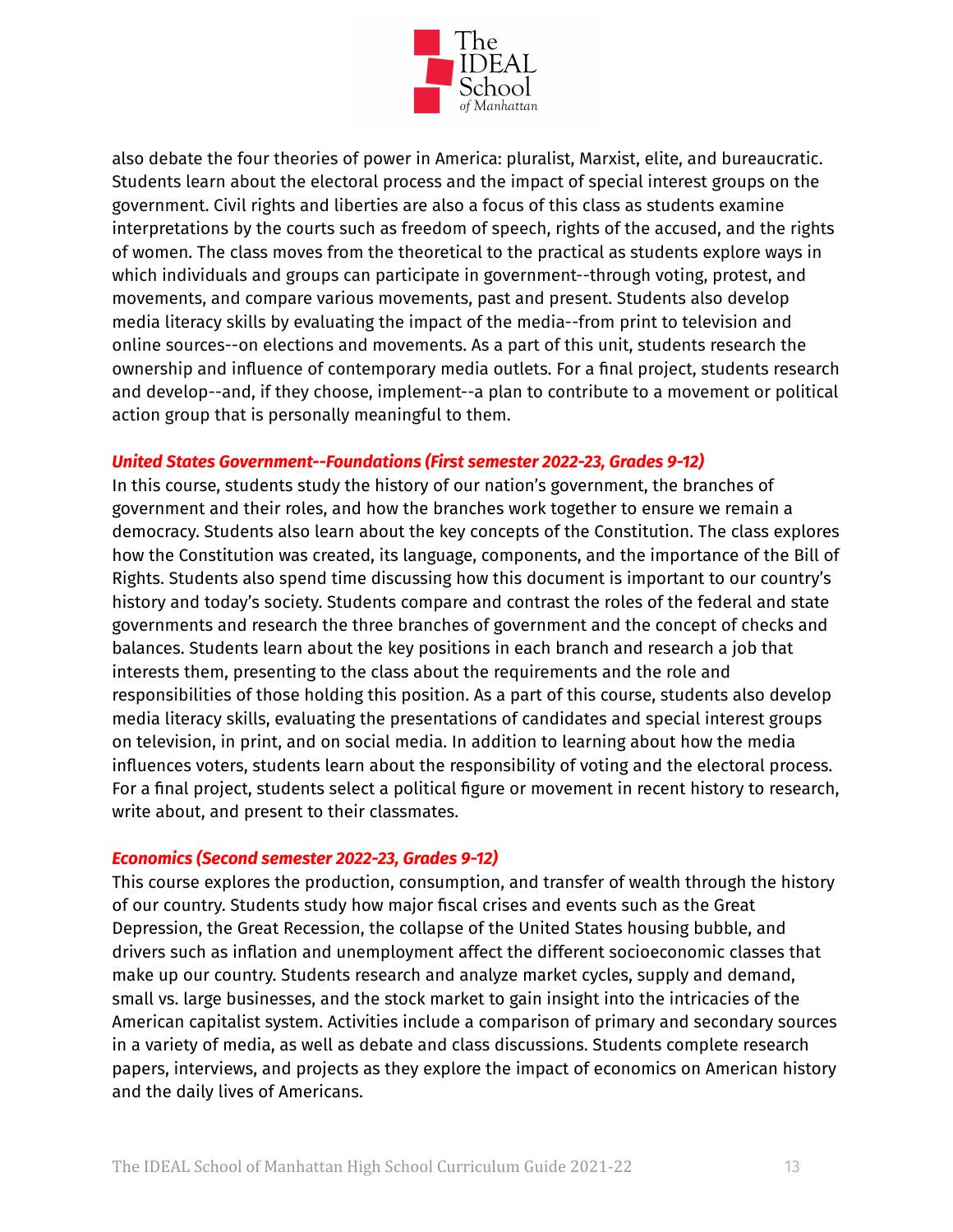also debate the four theories of power in America: pluralist, Marxist, elite, and bureaucratic. Students learn about the electoral process and the impact of special interest groups on the government. Civil rights and liberties are also a focus of this class as students examine interpretations by the courts such as freedom of speech, rights of the accused, and the rights of women. The class moves from the theoretical to the practical as students explore ways in which individuals and groups can participate in government--through voting, protest, and movements, and compare various movements, past and present. Students also develop media literacy skills by evaluating the impact of the media--from print to television and online sources--on elections and movements. As a part of this unit, students research the ownership and influence of contemporary media outlets. For a final project, students research and develop--and, if they choose, implement--a plan to contribute to a movement or political action group that is personally meaningful to them.

### *United States Government--Foundations (First semester 2022-23, Grades 9-12)*

In this course, students study the history of our nation's government, the branches of government and their roles, and how the branches work together to ensure we remain a democracy. Students also learn about the key concepts of the Constitution. The class explores how the Constitution was created, its language, components, and the importance of the Bill of Rights. Students also spend time discussing how this document is important to our country's history and today's society. Students compare and contrast the roles of the federal and state governments and research the three branches of government and the concept of checks and balances. Students learn about the key positions in each branch and research a job that interests them, presenting to the class about the requirements and the role and responsibilities of those holding this position. As a part of this course, students also develop media literacy skills, evaluating the presentations of candidates and special interest groups on television, in print, and on social media. In addition to learning about how the media influences voters, students learn about the responsibility of voting and the electoral process. For a final project, students select a political figure or movement in recent history to research, write about, and present to their classmates.

### *Economics (Second semester 2022-23, Grades 9-12)*

This course explores the production, consumption, and transfer of wealth through the history of our country. Students study how major fiscal crises and events such as the Great Depression, the Great Recession, the collapse of the United States housing bubble, and drivers such as inflation and unemployment affect the different socioeconomic classes that make up our country. Students research and analyze market cycles, supply and demand, small vs. large businesses, and the stock market to gain insight into the intricacies of the American capitalist system. Activities include a comparison of primary and secondary sources in a variety of media, as well as debate and class discussions. Students complete research papers, interviews, and projects as they explore the impact of economics on American history and the daily lives of Americans.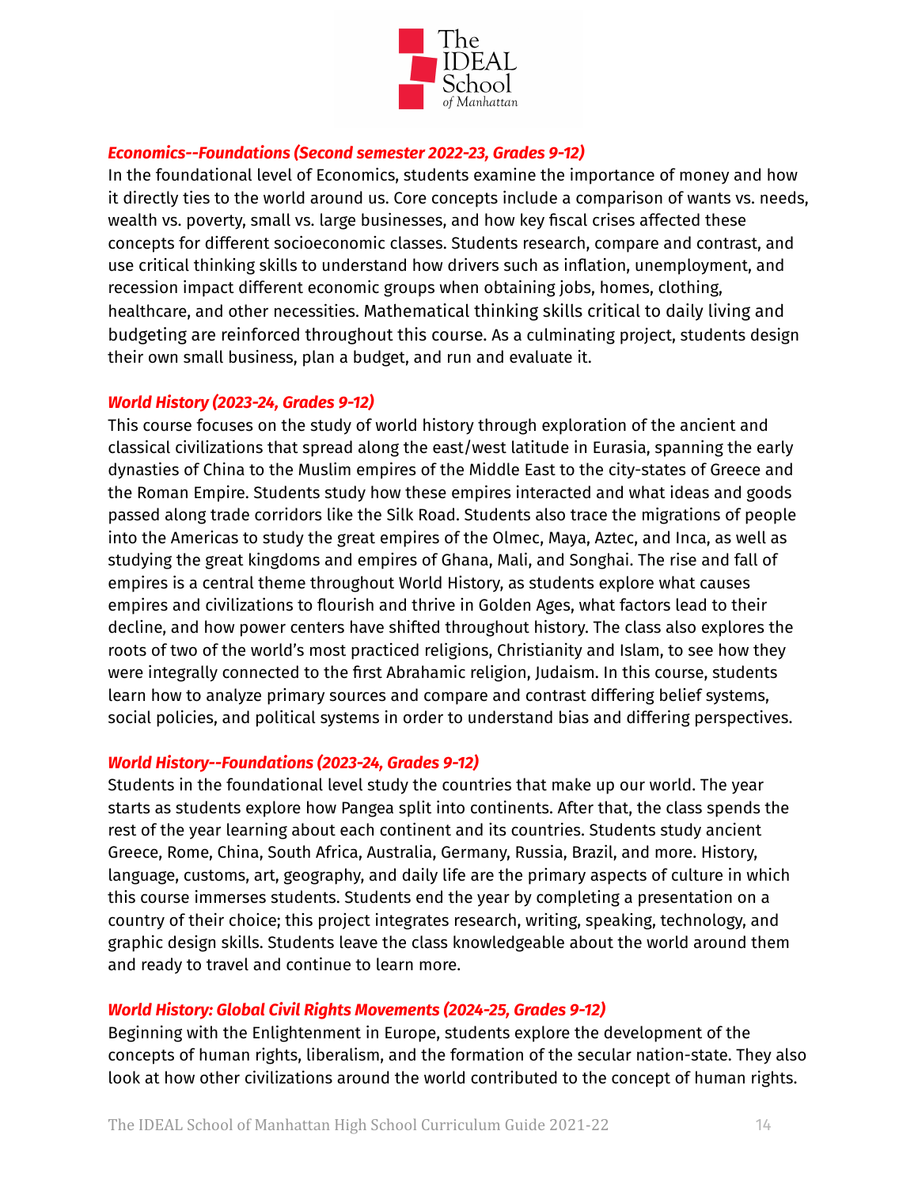### *Economics--Foundations (Second semester 2022-23, Grades 9-12)*

In the foundational level of Economics, students examine the importance of money and how it directly ties to the world around us. Core concepts include a comparison of wants vs. needs, wealth vs. poverty, small vs. large businesses, and how key fiscal crises affected these concepts for different socioeconomic classes. Students research, compare and contrast, and use critical thinking skills to understand how drivers such as inflation, unemployment, and recession impact different economic groups when obtaining jobs, homes, clothing, healthcare, and other necessities. Mathematical thinking skills critical to daily living and budgeting are reinforced throughout this course. As a culminating project, students design their own small business, plan a budget, and run and evaluate it.

### *World History (2023-24, Grades 9-12)*

This course focuses on the study of world history through exploration of the ancient and classical civilizations that spread along the east/west latitude in Eurasia, spanning the early dynasties of China to the Muslim empires of the Middle East to the city-states of Greece and the Roman Empire. Students study how these empires interacted and what ideas and goods passed along trade corridors like the Silk Road. Students also trace the migrations of people into the Americas to study the great empires of the Olmec, Maya, Aztec, and Inca, as well as studying the great kingdoms and empires of Ghana, Mali, and Songhai. The rise and fall of empires is a central theme throughout World History, as students explore what causes empires and civilizations to flourish and thrive in Golden Ages, what factors lead to their decline, and how power centers have shifted throughout history. The class also explores the roots of two of the world's most practiced religions, Christianity and Islam, to see how they were integrally connected to the first Abrahamic religion, Judaism. In this course, students learn how to analyze primary sources and compare and contrast differing belief systems, social policies, and political systems in order to understand bias and differing perspectives.

### *World History--Foundations (2023-24, Grades 9-12)*

Students in the foundational level study the countries that make up our world. The year starts as students explore how Pangea split into continents. After that, the class spends the rest of the year learning about each continent and its countries. Students study ancient Greece, Rome, China, South Africa, Australia, Germany, Russia, Brazil, and more. History, language, customs, art, geography, and daily life are the primary aspects of culture in which this course immerses students. Students end the year by completing a presentation on a country of their choice; this project integrates research, writing, speaking, technology, and graphic design skills. Students leave the class knowledgeable about the world around them and ready to travel and continue to learn more.

### *World History: Global Civil Rights Movements (2024-25, Grades 9-12)*

Beginning with the Enlightenment in Europe, students explore the development of the concepts of human rights, liberalism, and the formation of the secular nation-state. They also look at how other civilizations around the world contributed to the concept of human rights.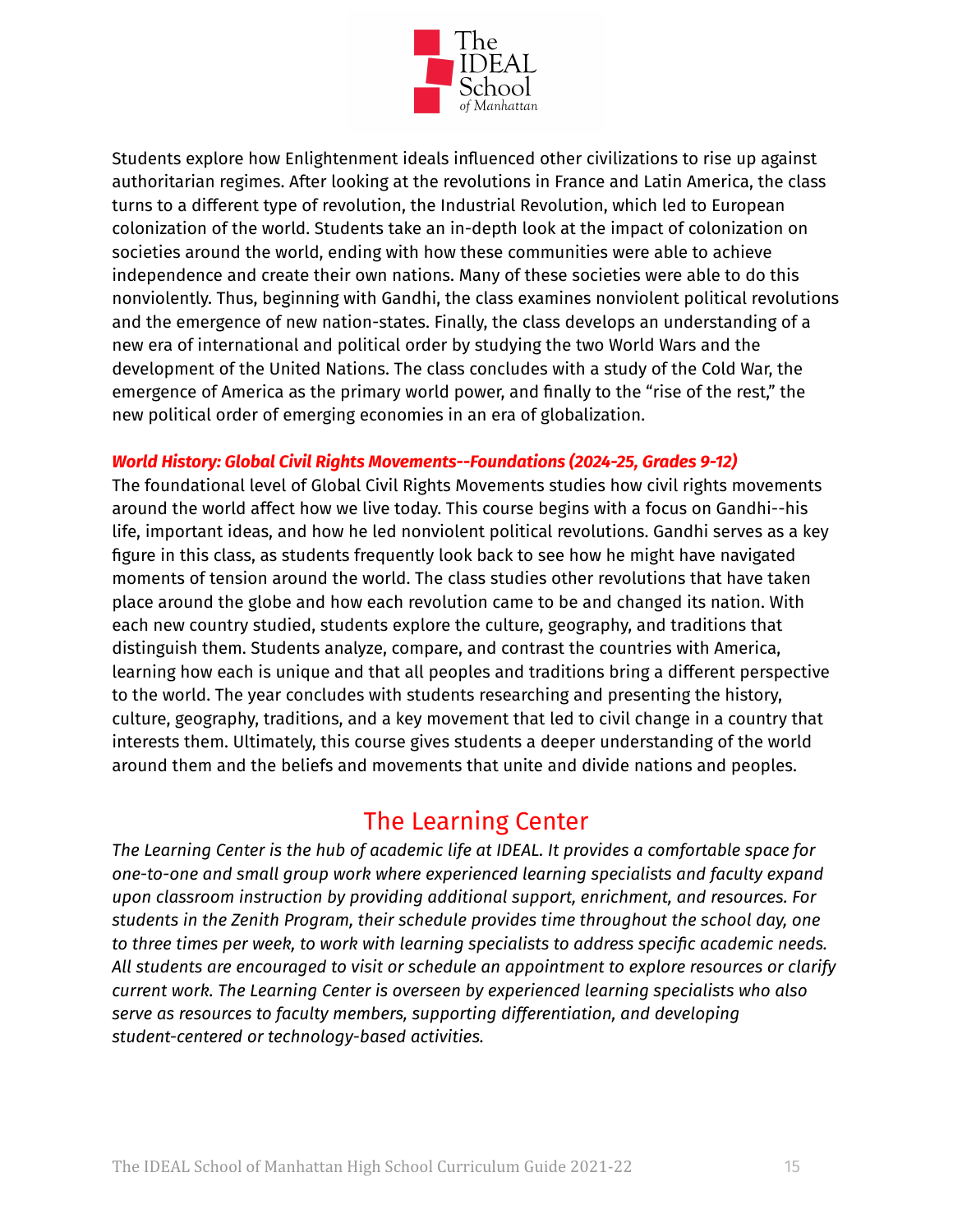Students explore how Enlightenment ideals influenced other civilizations to rise up against authoritarian regimes. After looking at the revolutions in France and Latin America, the class turns to a different type of revolution, the Industrial Revolution, which led to European colonization of the world. Students take an in-depth look at the impact of colonization on societies around the world, ending with how these communities were able to achieve independence and create their own nations. Many of these societies were able to do this nonviolently. Thus, beginning with Gandhi, the class examines nonviolent political revolutions and the emergence of new nation-states. Finally, the class develops an understanding of a new era of international and political order by studying the two World Wars and the development of the United Nations. The class concludes with a study of the Cold War, the emergence of America as the primary world power, and finally to the "rise of the rest," the new political order of emerging economies in an era of globalization.

***World History: Global Civil Rights Movements--Foundations (2024-25, Grades 9-12)***
The foundational level of Global Civil Rights Movements studies how civil rights movements around the world affect how we live today. This course begins with a focus on Gandhi--his life, important ideas, and how he led nonviolent political revolutions. Gandhi serves as a key figure in this class, as students frequently look back to see how he might have navigated moments of tension around the world. The class studies other revolutions that have taken place around the globe and how each revolution came to be and changed its nation. With each new country studied, students explore the culture, geography, and traditions that distinguish them. Students analyze, compare, and contrast the countries with America, learning how each is unique and that all peoples and traditions bring a different perspective to the world. The year concludes with students researching and presenting the history, culture, geography, traditions, and a key movement that led to civil change in a country that interests them. Ultimately, this course gives students a deeper understanding of the world around them and the beliefs and movements that unite and divide nations and peoples.

## The Learning Center

*The Learning Center is the hub of academic life at IDEAL. It provides a comfortable space for one-to-one and small group work where experienced learning specialists and faculty expand upon classroom instruction by providing additional support, enrichment, and resources. For students in the Zenith Program, their schedule provides time throughout the school day, one to three times per week, to work with learning specialists to address specific academic needs. All students are encouraged to visit or schedule an appointment to explore resources or clarify current work. The Learning Center is overseen by experienced learning specialists who also serve as resources to faculty members, supporting differentiation, and developing student-centered or technology-based activities.*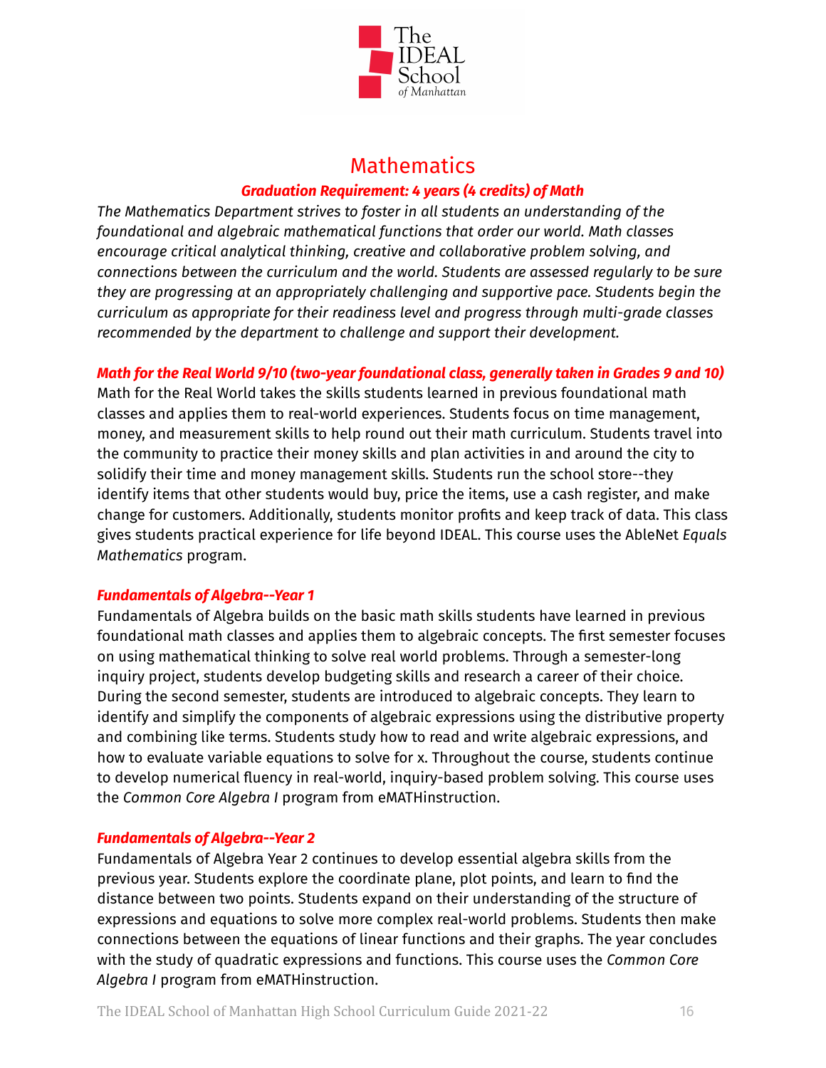# Mathematics

***Graduation Requirement: 4 years (4 credits) of Math***

*The Mathematics Department strives to foster in all students an understanding of the foundational and algebraic mathematical functions that order our world. Math classes encourage critical analytical thinking, creative and collaborative problem solving, and connections between the curriculum and the world. Students are assessed regularly to be sure they are progressing at an appropriately challenging and supportive pace. Students begin the curriculum as appropriate for their readiness level and progress through multi-grade classes recommended by the department to challenge and support their development.*

### *Math for the Real World 9/10 (two-year foundational class, generally taken in Grades 9 and 10)*

Math for the Real World takes the skills students learned in previous foundational math classes and applies them to real-world experiences. Students focus on time management, money, and measurement skills to help round out their math curriculum. Students travel into the community to practice their money skills and plan activities in and around the city to solidify their time and money management skills. Students run the school store--they identify items that other students would buy, price the items, use a cash register, and make change for customers. Additionally, students monitor profits and keep track of data. This class gives students practical experience for life beyond IDEAL. This course uses the AbleNet *Equals Mathematics* program.

### *Fundamentals of Algebra--Year 1*

Fundamentals of Algebra builds on the basic math skills students have learned in previous foundational math classes and applies them to algebraic concepts. The first semester focuses on using mathematical thinking to solve real world problems. Through a semester-long inquiry project, students develop budgeting skills and research a career of their choice. During the second semester, students are introduced to algebraic concepts. They learn to identify and simplify the components of algebraic expressions using the distributive property and combining like terms. Students study how to read and write algebraic expressions, and how to evaluate variable equations to solve for x. Throughout the course, students continue to develop numerical fluency in real-world, inquiry-based problem solving. This course uses the *Common Core Algebra I* program from eMATHinstruction.

### *Fundamentals of Algebra--Year 2*

Fundamentals of Algebra Year 2 continues to develop essential algebra skills from the previous year. Students explore the coordinate plane, plot points, and learn to find the distance between two points. Students expand on their understanding of the structure of expressions and equations to solve more complex real-world problems. Students then make connections between the equations of linear functions and their graphs. The year concludes with the study of quadratic expressions and functions. This course uses the *Common Core Algebra I* program from eMATHinstruction.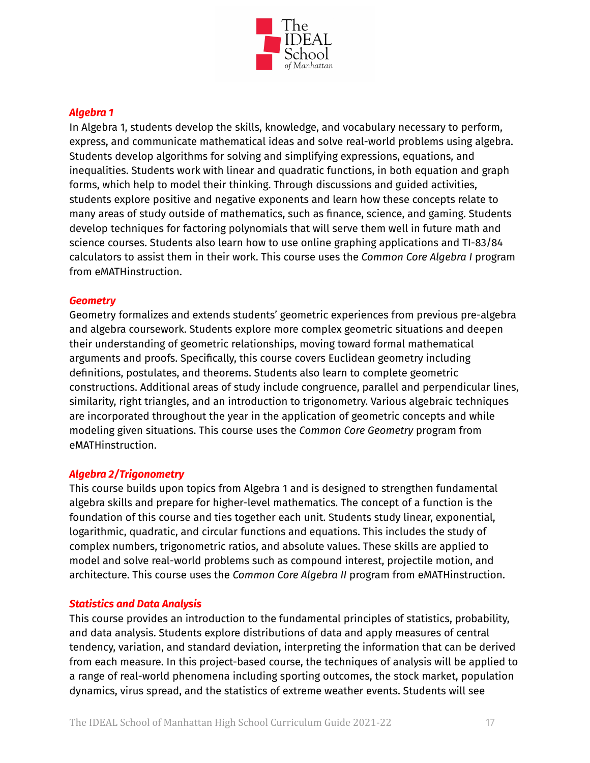### *Algebra 1*

In Algebra 1, students develop the skills, knowledge, and vocabulary necessary to perform, express, and communicate mathematical ideas and solve real-world problems using algebra. Students develop algorithms for solving and simplifying expressions, equations, and inequalities. Students work with linear and quadratic functions, in both equation and graph forms, which help to model their thinking. Through discussions and guided activities, students explore positive and negative exponents and learn how these concepts relate to many areas of study outside of mathematics, such as finance, science, and gaming. Students develop techniques for factoring polynomials that will serve them well in future math and science courses. Students also learn how to use online graphing applications and TI-83/84 calculators to assist them in their work. This course uses the *Common Core Algebra I* program from eMATHinstruction.

### *Geometry*

Geometry formalizes and extends students' geometric experiences from previous pre-algebra and algebra coursework. Students explore more complex geometric situations and deepen their understanding of geometric relationships, moving toward formal mathematical arguments and proofs. Specifically, this course covers Euclidean geometry including definitions, postulates, and theorems. Students also learn to complete geometric constructions. Additional areas of study include congruence, parallel and perpendicular lines, similarity, right triangles, and an introduction to trigonometry. Various algebraic techniques are incorporated throughout the year in the application of geometric concepts and while modeling given situations. This course uses the *Common Core Geometry* program from eMATHinstruction.

### *Algebra 2/Trigonometry*

This course builds upon topics from Algebra 1 and is designed to strengthen fundamental algebra skills and prepare for higher-level mathematics. The concept of a function is the foundation of this course and ties together each unit. Students study linear, exponential, logarithmic, quadratic, and circular functions and equations. This includes the study of complex numbers, trigonometric ratios, and absolute values. These skills are applied to model and solve real-world problems such as compound interest, projectile motion, and architecture. This course uses the *Common Core Algebra II* program from eMATHinstruction.

### *Statistics and Data Analysis*

This course provides an introduction to the fundamental principles of statistics, probability, and data analysis. Students explore distributions of data and apply measures of central tendency, variation, and standard deviation, interpreting the information that can be derived from each measure. In this project-based course, the techniques of analysis will be applied to a range of real-world phenomena including sporting outcomes, the stock market, population dynamics, virus spread, and the statistics of extreme weather events. Students will see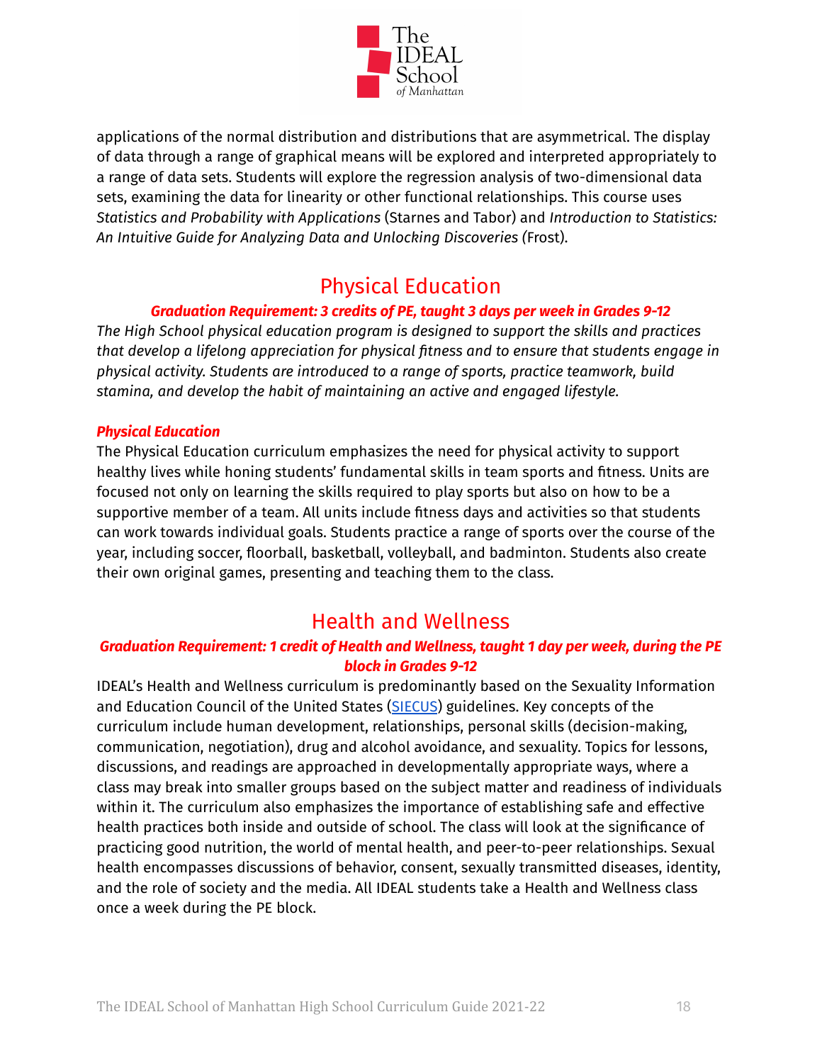applications of the normal distribution and distributions that are asymmetrical. The display of data through a range of graphical means will be explored and interpreted appropriately to a range of data sets. Students will explore the regression analysis of two-dimensional data sets, examining the data for linearity or other functional relationships. This course uses *Statistics and Probability with Applications* (Starnes and Tabor) and *Introduction to Statistics: An Intuitive Guide for Analyzing Data and Unlocking Discoveries (*Frost).

## Physical Education

***Graduation Requirement: 3 credits of PE, taught 3 days per week in Grades 9-12***

*The High School physical education program is designed to support the skills and practices that develop a lifelong appreciation for physical fitness and to ensure that students engage in physical activity. Students are introduced to a range of sports, practice teamwork, build stamina, and develop the habit of maintaining an active and engaged lifestyle.*

***Physical Education***

The Physical Education curriculum emphasizes the need for physical activity to support healthy lives while honing students' fundamental skills in team sports and fitness. Units are focused not only on learning the skills required to play sports but also on how to be a supportive member of a team. All units include fitness days and activities so that students can work towards individual goals. Students practice a range of sports over the course of the year, including soccer, floorball, basketball, volleyball, and badminton. Students also create their own original games, presenting and teaching them to the class.

## Health and Wellness

***Graduation Requirement: 1 credit of Health and Wellness, taught 1 day per week, during the PE block in Grades 9-12***

IDEAL's Health and Wellness curriculum is predominantly based on the Sexuality Information and Education Council of the United States (SIECUS) guidelines. Key concepts of the curriculum include human development, relationships, personal skills (decision-making, communication, negotiation), drug and alcohol avoidance, and sexuality. Topics for lessons, discussions, and readings are approached in developmentally appropriate ways, where a class may break into smaller groups based on the subject matter and readiness of individuals within it. The curriculum also emphasizes the importance of establishing safe and effective health practices both inside and outside of school. The class will look at the significance of practicing good nutrition, the world of mental health, and peer-to-peer relationships. Sexual health encompasses discussions of behavior, consent, sexually transmitted diseases, identity, and the role of society and the media. All IDEAL students take a Health and Wellness class once a week during the PE block.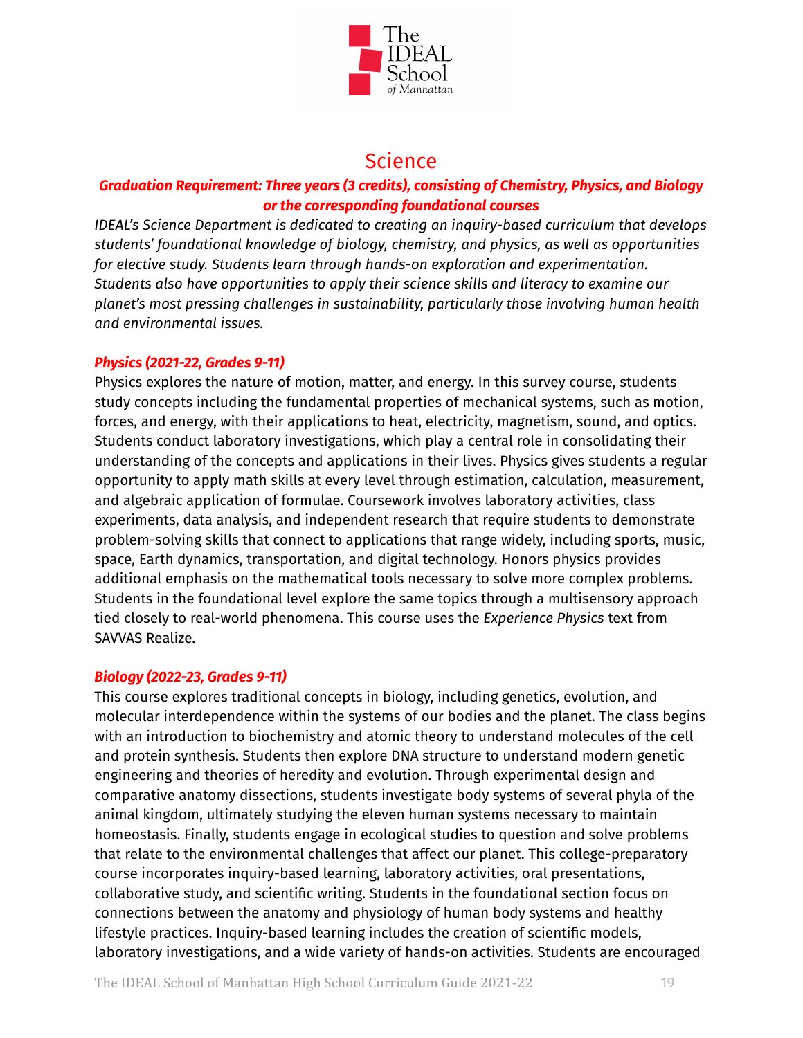# Science

***Graduation Requirement: Three years (3 credits), consisting of Chemistry, Physics, and Biology or the corresponding foundational courses***

*IDEAL's Science Department is dedicated to creating an inquiry-based curriculum that develops students' foundational knowledge of biology, chemistry, and physics, as well as opportunities for elective study. Students learn through hands-on exploration and experimentation. Students also have opportunities to apply their science skills and literacy to examine our planet's most pressing challenges in sustainability, particularly those involving human health and environmental issues.*

### *Physics (2021-22, Grades 9-11)*

Physics explores the nature of motion, matter, and energy. In this survey course, students study concepts including the fundamental properties of mechanical systems, such as motion, forces, and energy, with their applications to heat, electricity, magnetism, sound, and optics. Students conduct laboratory investigations, which play a central role in consolidating their understanding of the concepts and applications in their lives. Physics gives students a regular opportunity to apply math skills at every level through estimation, calculation, measurement, and algebraic application of formulae. Coursework involves laboratory activities, class experiments, data analysis, and independent research that require students to demonstrate problem-solving skills that connect to applications that range widely, including sports, music, space, Earth dynamics, transportation, and digital technology. Honors physics provides additional emphasis on the mathematical tools necessary to solve more complex problems. Students in the foundational level explore the same topics through a multisensory approach tied closely to real-world phenomena. This course uses the *Experience Physics* text from SAVVAS Realize.

### *Biology (2022-23, Grades 9-11)*

This course explores traditional concepts in biology, including genetics, evolution, and molecular interdependence within the systems of our bodies and the planet. The class begins with an introduction to biochemistry and atomic theory to understand molecules of the cell and protein synthesis. Students then explore DNA structure to understand modern genetic engineering and theories of heredity and evolution. Through experimental design and comparative anatomy dissections, students investigate body systems of several phyla of the animal kingdom, ultimately studying the eleven human systems necessary to maintain homeostasis. Finally, students engage in ecological studies to question and solve problems that relate to the environmental challenges that affect our planet. This college-preparatory course incorporates inquiry-based learning, laboratory activities, oral presentations, collaborative study, and scientific writing. Students in the foundational section focus on connections between the anatomy and physiology of human body systems and healthy lifestyle practices. Inquiry-based learning includes the creation of scientific models, laboratory investigations, and a wide variety of hands-on activities. Students are encouraged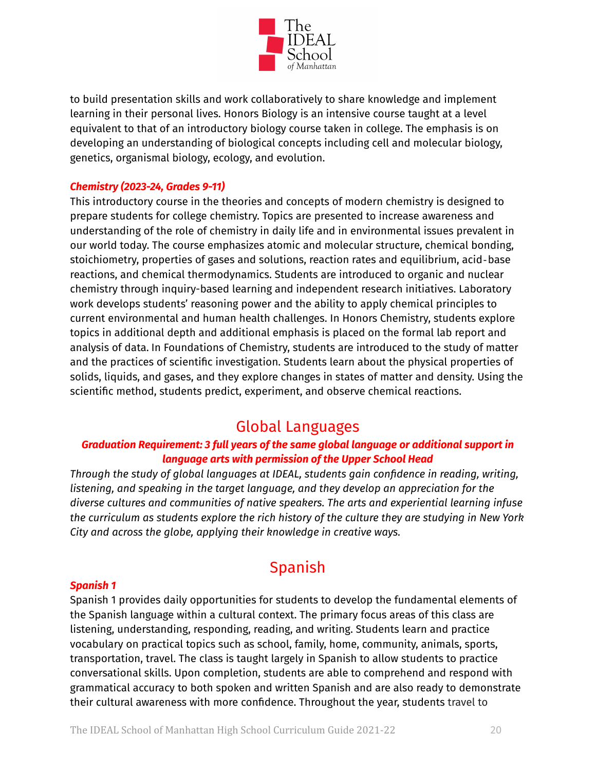to build presentation skills and work collaboratively to share knowledge and implement learning in their personal lives. Honors Biology is an intensive course taught at a level equivalent to that of an introductory biology course taken in college. The emphasis is on developing an understanding of biological concepts including cell and molecular biology, genetics, organismal biology, ecology, and evolution.

***Chemistry (2023-24, Grades 9-11)***

This introductory course in the theories and concepts of modern chemistry is designed to prepare students for college chemistry. Topics are presented to increase awareness and understanding of the role of chemistry in daily life and in environmental issues prevalent in our world today. The course emphasizes atomic and molecular structure, chemical bonding, stoichiometry, properties of gases and solutions, reaction rates and equilibrium, acid-base reactions, and chemical thermodynamics. Students are introduced to organic and nuclear chemistry through inquiry-based learning and independent research initiatives. Laboratory work develops students' reasoning power and the ability to apply chemical principles to current environmental and human health challenges. In Honors Chemistry, students explore topics in additional depth and additional emphasis is placed on the formal lab report and analysis of data. In Foundations of Chemistry, students are introduced to the study of matter and the practices of scientific investigation. Students learn about the physical properties of solids, liquids, and gases, and they explore changes in states of matter and density. Using the scientific method, students predict, experiment, and observe chemical reactions.

## Global Languages

***Graduation Requirement: 3 full years of the same global language or additional support in language arts with permission of the Upper School Head***

*Through the study of global languages at IDEAL, students gain confidence in reading, writing, listening, and speaking in the target language, and they develop an appreciation for the diverse cultures and communities of native speakers. The arts and experiential learning infuse the curriculum as students explore the rich history of the culture they are studying in New York City and across the globe, applying their knowledge in creative ways.*

## Spanish

***Spanish 1***

Spanish 1 provides daily opportunities for students to develop the fundamental elements of the Spanish language within a cultural context. The primary focus areas of this class are listening, understanding, responding, reading, and writing. Students learn and practice vocabulary on practical topics such as school, family, home, community, animals, sports, transportation, travel. The class is taught largely in Spanish to allow students to practice conversational skills. Upon completion, students are able to comprehend and respond with grammatical accuracy to both spoken and written Spanish and are also ready to demonstrate their cultural awareness with more confidence. Throughout the year, students travel to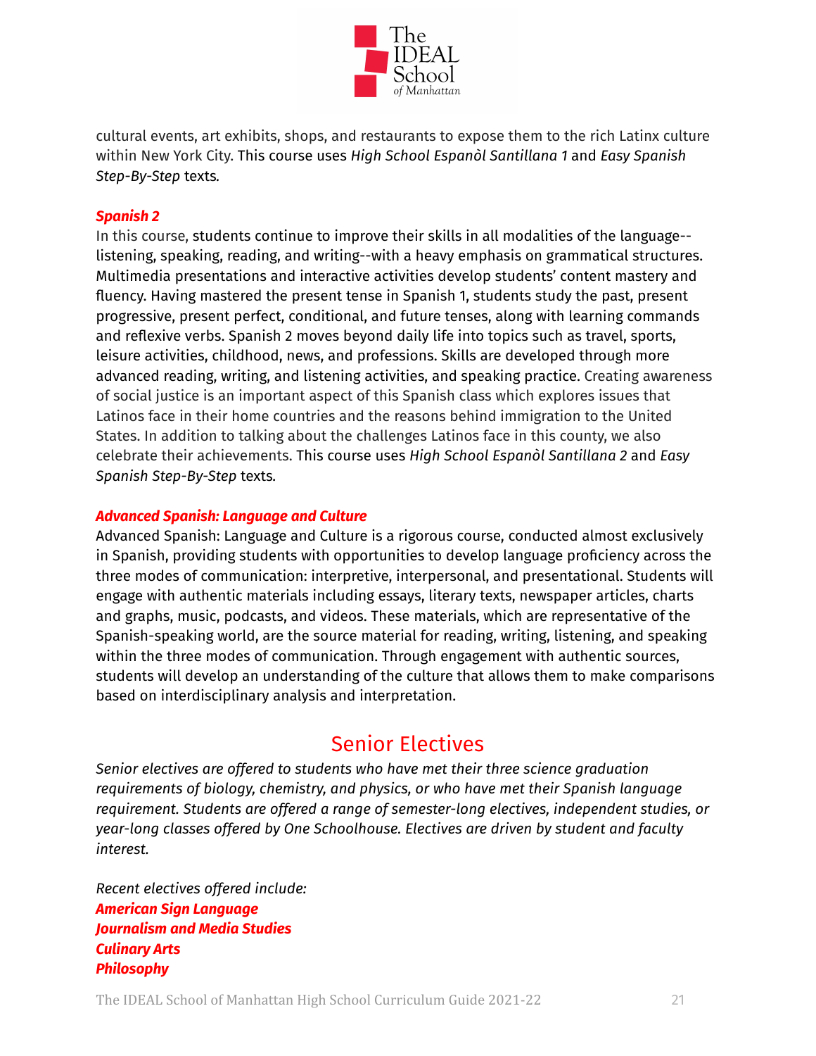cultural events, art exhibits, shops, and restaurants to expose them to the rich Latinx culture within New York City. This course uses *High School Espanòl Santillana 1* and *Easy Spanish Step-By-Step* texts.

### *Spanish 2*

In this course, students continue to improve their skills in all modalities of the language--listening, speaking, reading, and writing--with a heavy emphasis on grammatical structures. Multimedia presentations and interactive activities develop students' content mastery and fluency. Having mastered the present tense in Spanish 1, students study the past, present progressive, present perfect, conditional, and future tenses, along with learning commands and reflexive verbs. Spanish 2 moves beyond daily life into topics such as travel, sports, leisure activities, childhood, news, and professions. Skills are developed through more advanced reading, writing, and listening activities, and speaking practice. Creating awareness of social justice is an important aspect of this Spanish class which explores issues that Latinos face in their home countries and the reasons behind immigration to the United States. In addition to talking about the challenges Latinos face in this county, we also celebrate their achievements. This course uses *High School Espanòl Santillana 2* and *Easy Spanish Step-By-Step* texts.

### *Advanced Spanish: Language and Culture*

Advanced Spanish: Language and Culture is a rigorous course, conducted almost exclusively in Spanish, providing students with opportunities to develop language proficiency across the three modes of communication: interpretive, interpersonal, and presentational. Students will engage with authentic materials including essays, literary texts, newspaper articles, charts and graphs, music, podcasts, and videos. These materials, which are representative of the Spanish-speaking world, are the source material for reading, writing, listening, and speaking within the three modes of communication. Through engagement with authentic sources, students will develop an understanding of the culture that allows them to make comparisons based on interdisciplinary analysis and interpretation.

## Senior Electives

*Senior electives are offered to students who have met their three science graduation requirements of biology, chemistry, and physics, or who have met their Spanish language requirement. Students are offered a range of semester-long electives, independent studies, or year-long classes offered by One Schoolhouse. Electives are driven by student and faculty interest.*

*Recent electives offered include:*

***American Sign Language***
***Journalism and Media Studies***
***Culinary Arts***
***Philosophy***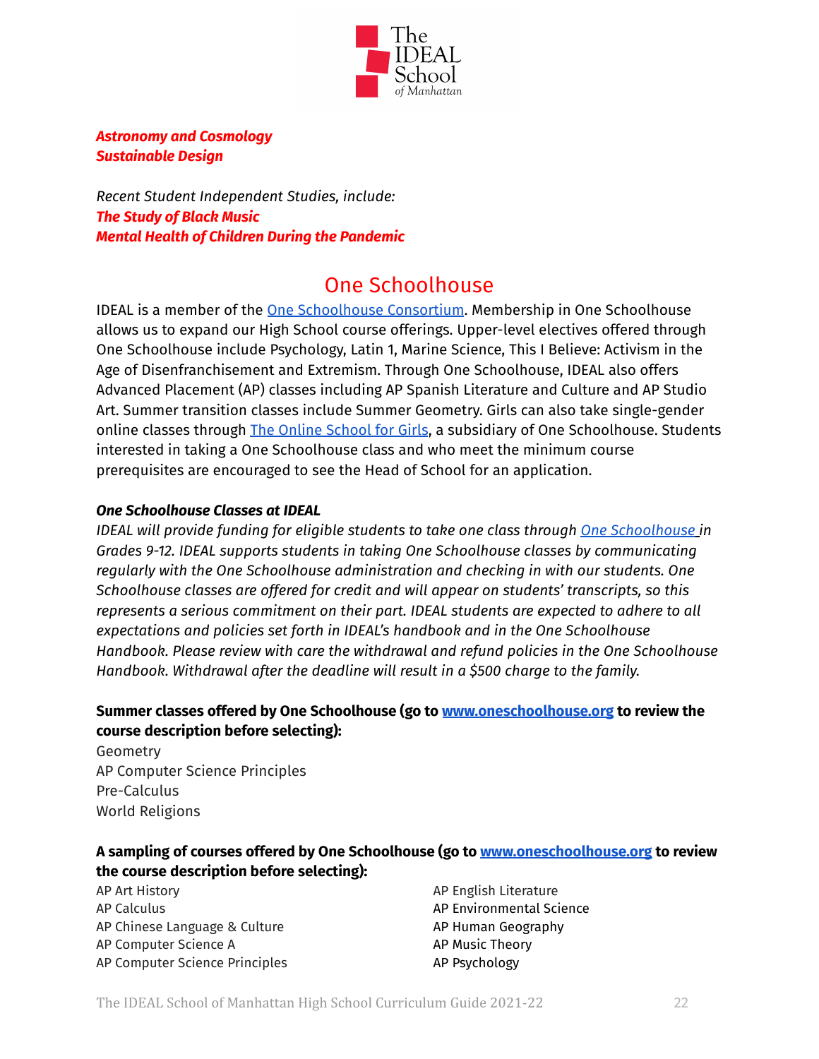***Astronomy and Cosmology***
***Sustainable Design***

*Recent Student Independent Studies, include:*
***The Study of Black Music***
***Mental Health of Children During the Pandemic***

## One Schoolhouse

IDEAL is a member of the [One Schoolhouse Consortium](). Membership in One Schoolhouse allows us to expand our High School course offerings. Upper-level electives offered through One Schoolhouse include Psychology, Latin 1, Marine Science, This I Believe: Activism in the Age of Disenfranchisement and Extremism. Through One Schoolhouse, IDEAL also offers Advanced Placement (AP) classes including AP Spanish Literature and Culture and AP Studio Art. Summer transition classes include Summer Geometry. Girls can also take single-gender online classes through [The Online School for Girls](), a subsidiary of One Schoolhouse. Students interested in taking a One Schoolhouse class and who meet the minimum course prerequisites are encouraged to see the Head of School for an application.

***One Schoolhouse Classes at IDEAL***

*IDEAL will provide funding for eligible students to take one class through [One Schoolhouse]() in Grades 9-12. IDEAL supports students in taking One Schoolhouse classes by communicating regularly with the One Schoolhouse administration and checking in with our students. One Schoolhouse classes are offered for credit and will appear on students' transcripts, so this represents a serious commitment on their part. IDEAL students are expected to adhere to all expectations and policies set forth in IDEAL's handbook and in the One Schoolhouse Handbook. Please review with care the withdrawal and refund policies in the One Schoolhouse Handbook. Withdrawal after the deadline will result in a $500 charge to the family.*

**Summer classes offered by One Schoolhouse (go to [www.oneschoolhouse.org]() to review the course description before selecting):**

Geometry
AP Computer Science Principles
Pre-Calculus
World Religions

**A sampling of courses offered by One Schoolhouse (go to [www.oneschoolhouse.org]() to review the course description before selecting):**

AP Art History
AP Calculus
AP Chinese Language & Culture
AP Computer Science A
AP Computer Science Principles
AP English Literature
AP Environmental Science
AP Human Geography
AP Music Theory
AP Psychology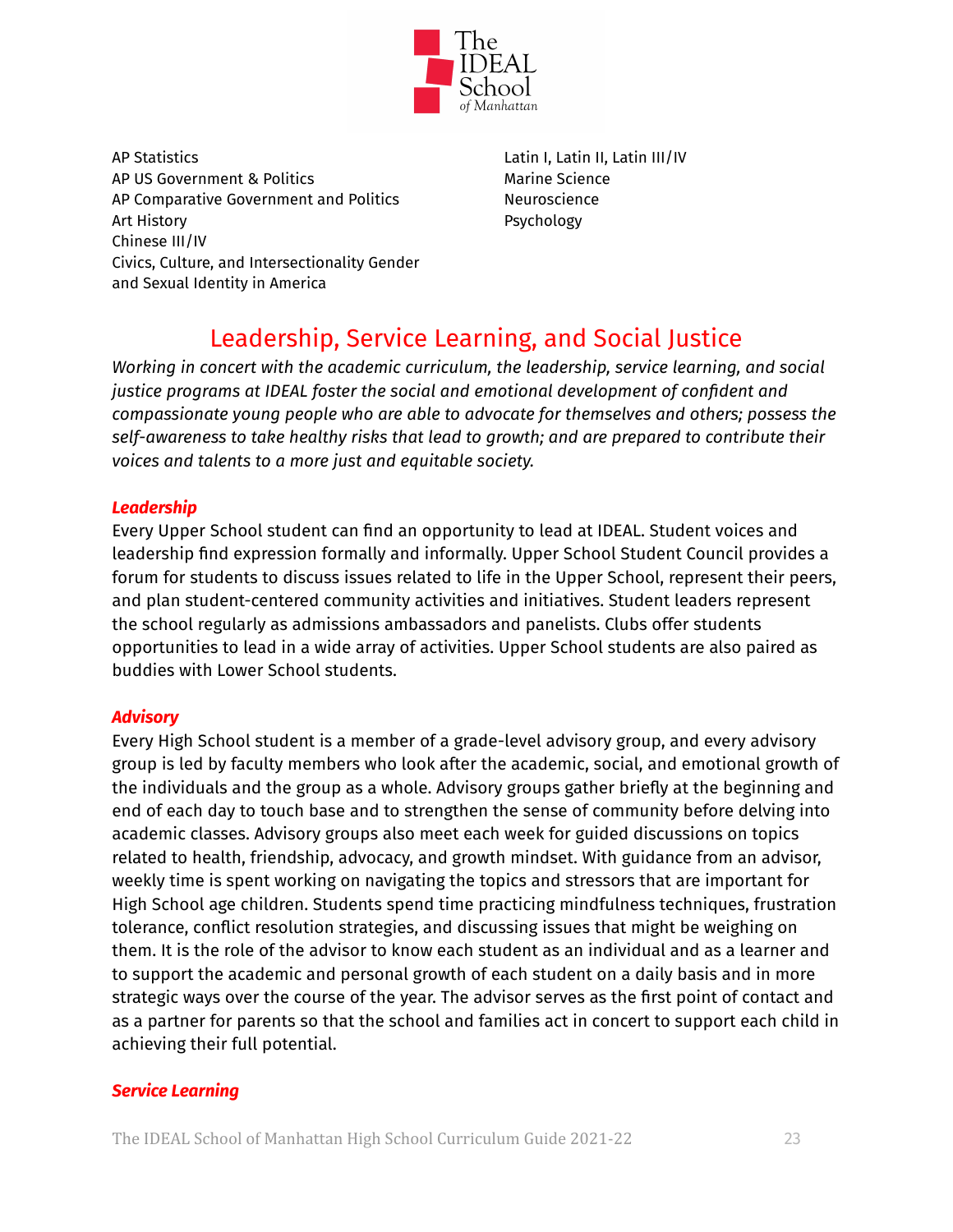AP Statistics
AP US Government & Politics
AP Comparative Government and Politics
Art History
Chinese III/IV
Civics, Culture, and Intersectionality Gender and Sexual Identity in America
Latin I, Latin II, Latin III/IV
Marine Science
Neuroscience
Psychology

## Leadership, Service Learning, and Social Justice

*Working in concert with the academic curriculum, the leadership, service learning, and social justice programs at IDEAL foster the social and emotional development of confident and compassionate young people who are able to advocate for themselves and others; possess the self-awareness to take healthy risks that lead to growth; and are prepared to contribute their voices and talents to a more just and equitable society.*

### *Leadership*

Every Upper School student can find an opportunity to lead at IDEAL. Student voices and leadership find expression formally and informally. Upper School Student Council provides a forum for students to discuss issues related to life in the Upper School, represent their peers, and plan student-centered community activities and initiatives. Student leaders represent the school regularly as admissions ambassadors and panelists. Clubs offer students opportunities to lead in a wide array of activities. Upper School students are also paired as buddies with Lower School students.

### *Advisory*

Every High School student is a member of a grade-level advisory group, and every advisory group is led by faculty members who look after the academic, social, and emotional growth of the individuals and the group as a whole. Advisory groups gather briefly at the beginning and end of each day to touch base and to strengthen the sense of community before delving into academic classes. Advisory groups also meet each week for guided discussions on topics related to health, friendship, advocacy, and growth mindset. With guidance from an advisor, weekly time is spent working on navigating the topics and stressors that are important for High School age children. Students spend time practicing mindfulness techniques, frustration tolerance, conflict resolution strategies, and discussing issues that might be weighing on them. It is the role of the advisor to know each student as an individual and as a learner and to support the academic and personal growth of each student on a daily basis and in more strategic ways over the course of the year. The advisor serves as the first point of contact and as a partner for parents so that the school and families act in concert to support each child in achieving their full potential.

### *Service Learning*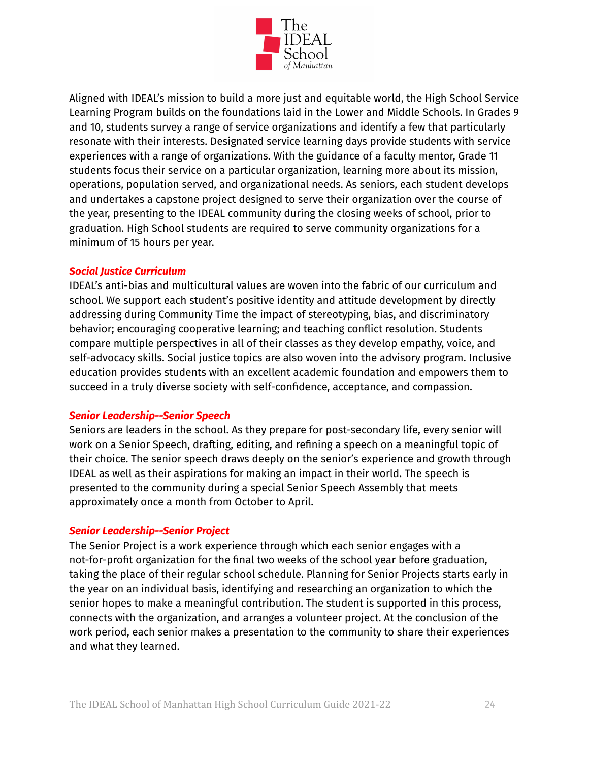Aligned with IDEAL's mission to build a more just and equitable world, the High School Service Learning Program builds on the foundations laid in the Lower and Middle Schools. In Grades 9 and 10, students survey a range of service organizations and identify a few that particularly resonate with their interests. Designated service learning days provide students with service experiences with a range of organizations. With the guidance of a faculty mentor, Grade 11 students focus their service on a particular organization, learning more about its mission, operations, population served, and organizational needs. As seniors, each student develops and undertakes a capstone project designed to serve their organization over the course of the year, presenting to the IDEAL community during the closing weeks of school, prior to graduation. High School students are required to serve community organizations for a minimum of 15 hours per year.

### *Social Justice Curriculum*

IDEAL's anti-bias and multicultural values are woven into the fabric of our curriculum and school. We support each student's positive identity and attitude development by directly addressing during Community Time the impact of stereotyping, bias, and discriminatory behavior; encouraging cooperative learning; and teaching conflict resolution. Students compare multiple perspectives in all of their classes as they develop empathy, voice, and self-advocacy skills. Social justice topics are also woven into the advisory program. Inclusive education provides students with an excellent academic foundation and empowers them to succeed in a truly diverse society with self-confidence, acceptance, and compassion.

### *Senior Leadership--Senior Speech*

Seniors are leaders in the school. As they prepare for post-secondary life, every senior will work on a Senior Speech, drafting, editing, and refining a speech on a meaningful topic of their choice. The senior speech draws deeply on the senior's experience and growth through IDEAL as well as their aspirations for making an impact in their world. The speech is presented to the community during a special Senior Speech Assembly that meets approximately once a month from October to April.

### *Senior Leadership--Senior Project*

The Senior Project is a work experience through which each senior engages with a not-for-profit organization for the final two weeks of the school year before graduation, taking the place of their regular school schedule. Planning for Senior Projects starts early in the year on an individual basis, identifying and researching an organization to which the senior hopes to make a meaningful contribution. The student is supported in this process, connects with the organization, and arranges a volunteer project. At the conclusion of the work period, each senior makes a presentation to the community to share their experiences and what they learned.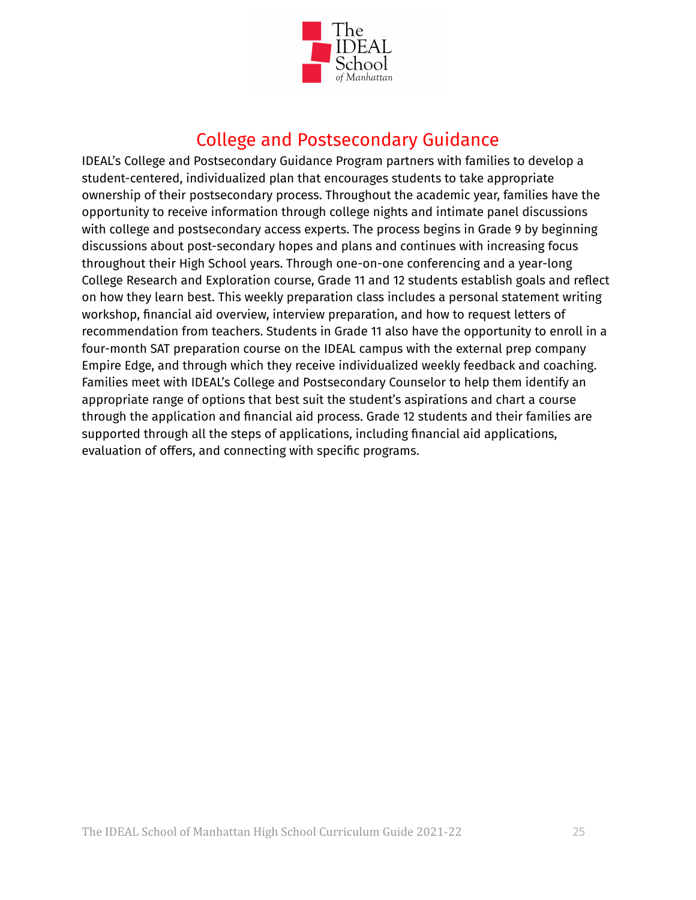# College and Postsecondary Guidance

IDEAL's College and Postsecondary Guidance Program partners with families to develop a student-centered, individualized plan that encourages students to take appropriate ownership of their postsecondary process. Throughout the academic year, families have the opportunity to receive information through college nights and intimate panel discussions with college and postsecondary access experts. The process begins in Grade 9 by beginning discussions about post-secondary hopes and plans and continues with increasing focus throughout their High School years. Through one-on-one conferencing and a year-long College Research and Exploration course, Grade 11 and 12 students establish goals and reflect on how they learn best. This weekly preparation class includes a personal statement writing workshop, financial aid overview, interview preparation, and how to request letters of recommendation from teachers. Students in Grade 11 also have the opportunity to enroll in a four-month SAT preparation course on the IDEAL campus with the external prep company Empire Edge, and through which they receive individualized weekly feedback and coaching. Families meet with IDEAL's College and Postsecondary Counselor to help them identify an appropriate range of options that best suit the student's aspirations and chart a course through the application and financial aid process. Grade 12 students and their families are supported through all the steps of applications, including financial aid applications, evaluation of offers, and connecting with specific programs.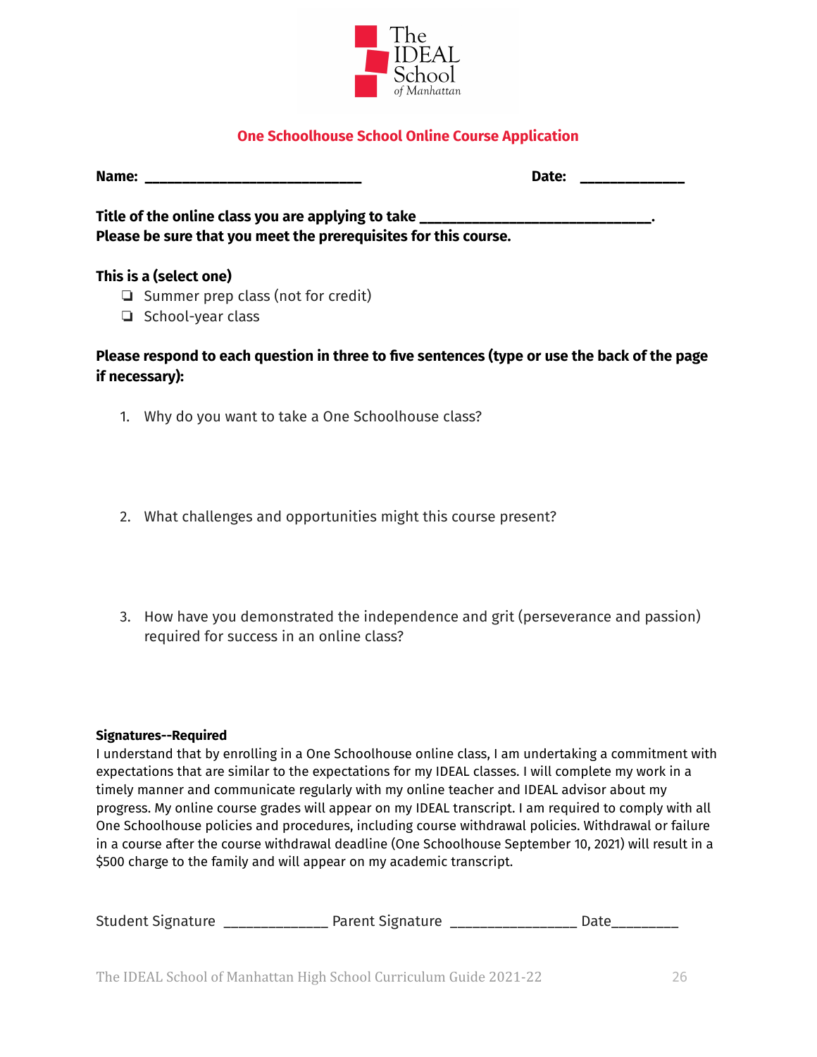The IDEAL School of Manhattan

## One Schoolhouse School Online Course Application

**Name: ___________________________** **Date: _____________**

**Title of the online class you are applying to take ____________________________.**
**Please be sure that you meet the prerequisites for this course.**

**This is a (select one)**

- ❏ Summer prep class (not for credit)
- ❏ School-year class

**Please respond to each question in three to five sentences (type or use the back of the page if necessary):**

1. Why do you want to take a One Schoolhouse class?

2. What challenges and opportunities might this course present?

3. How have you demonstrated the independence and grit (perseverance and passion) required for success in an online class?

**Signatures--Required**

I understand that by enrolling in a One Schoolhouse online class, I am undertaking a commitment with expectations that are similar to the expectations for my IDEAL classes. I will complete my work in a timely manner and communicate regularly with my online teacher and IDEAL advisor about my progress. My online course grades will appear on my IDEAL transcript. I am required to comply with all One Schoolhouse policies and procedures, including course withdrawal policies. Withdrawal or failure in a course after the course withdrawal deadline (One Schoolhouse September 10, 2021) will result in a $500 charge to the family and will appear on my academic transcript.

Student Signature _____________ Parent Signature ________________ Date________